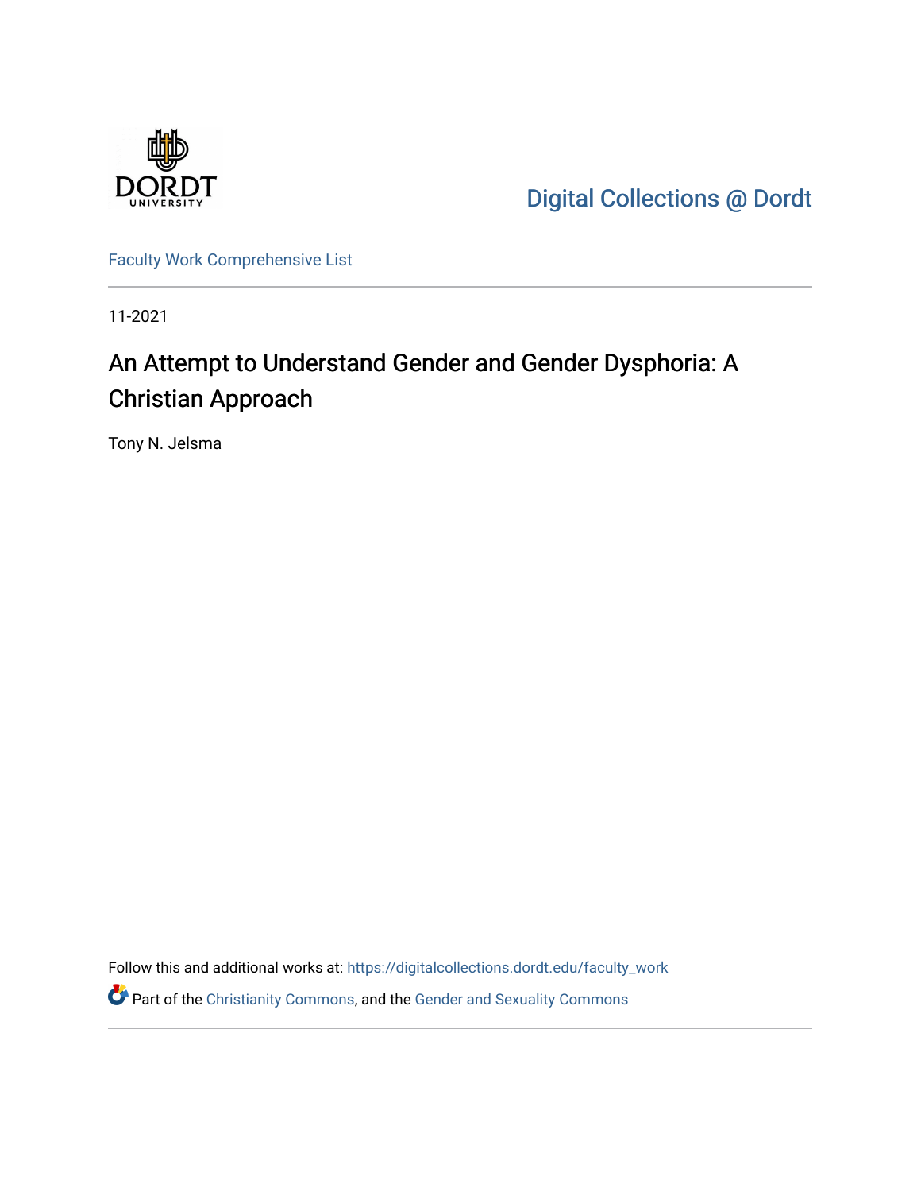Digital Collections @ Dordt

Faculty Work Comprehensive List

11-2021

# An Attempt to Understand Gender and Gender Dysphoria: A Christian Approach

Tony N. Jelsma

Follow this and additional works at: https://digitalcollections.dordt.edu/faculty_work

Part of the Christianity Commons, and the Gender and Sexuality Commons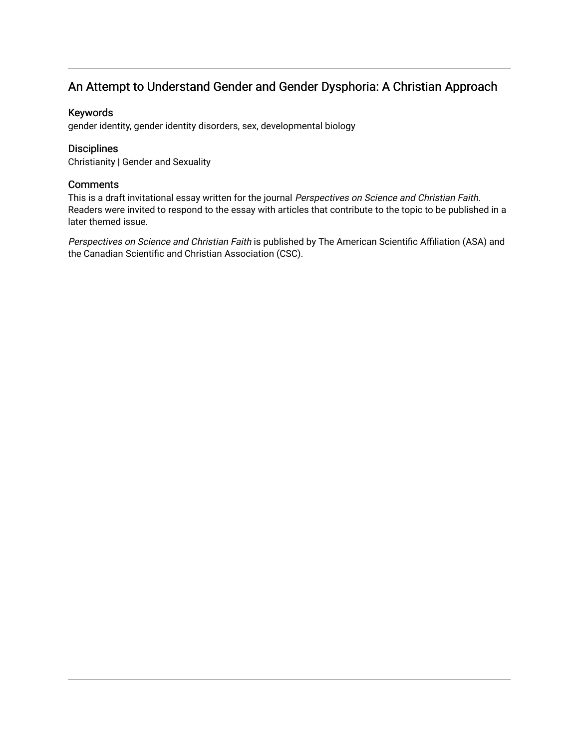## An Attempt to Understand Gender and Gender Dysphoria: A Christian Approach

### Keywords

gender identity, gender identity disorders, sex, developmental biology

### Disciplines

Christianity | Gender and Sexuality

### Comments

This is a draft invitational essay written for the journal *Perspectives on Science and Christian Faith*. Readers were invited to respond to the essay with articles that contribute to the topic to be published in a later themed issue.

*Perspectives on Science and Christian Faith* is published by The American Scientific Affiliation (ASA) and the Canadian Scientific and Christian Association (CSC).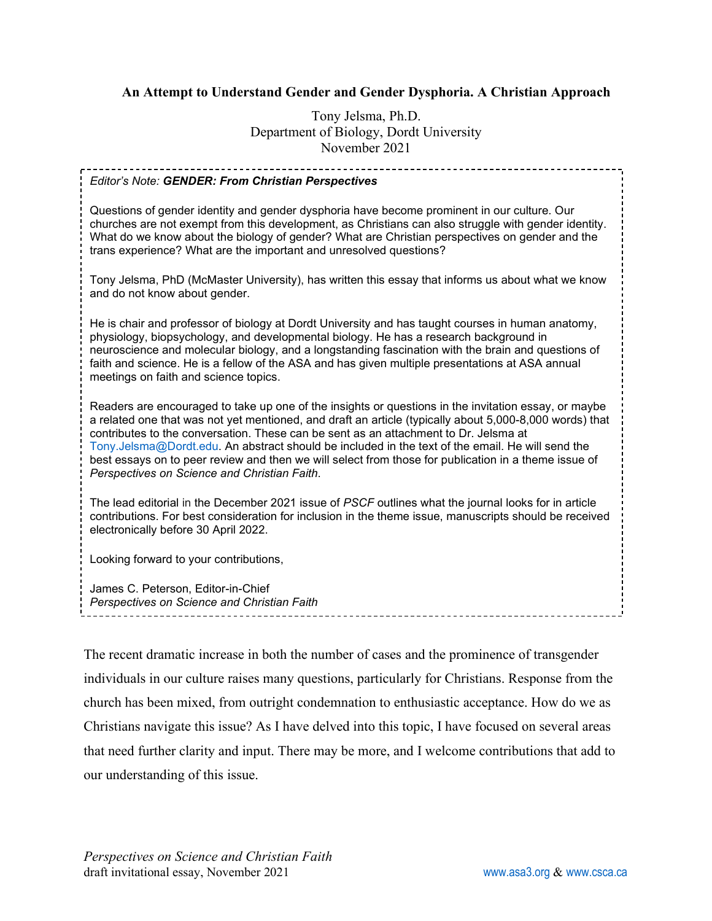**An Attempt to Understand Gender and Gender Dysphoria. A Christian Approach**

Tony Jelsma, Ph.D.
Department of Biology, Dordt University
November 2021

*Editor's Note:* ***GENDER: From Christian Perspectives***

Questions of gender identity and gender dysphoria have become prominent in our culture. Our churches are not exempt from this development, as Christians can also struggle with gender identity. What do we know about the biology of gender? What are Christian perspectives on gender and the trans experience? What are the important and unresolved questions?

Tony Jelsma, PhD (McMaster University), has written this essay that informs us about what we know and do not know about gender.

He is chair and professor of biology at Dordt University and has taught courses in human anatomy, physiology, biopsychology, and developmental biology. He has a research background in neuroscience and molecular biology, and a longstanding fascination with the brain and questions of faith and science. He is a fellow of the ASA and has given multiple presentations at ASA annual meetings on faith and science topics.

Readers are encouraged to take up one of the insights or questions in the invitation essay, or maybe a related one that was not yet mentioned, and draft an article (typically about 5,000-8,000 words) that contributes to the conversation. These can be sent as an attachment to Dr. Jelsma at Tony.Jelsma@Dordt.edu. An abstract should be included in the text of the email. He will send the best essays on to peer review and then we will select from those for publication in a theme issue of *Perspectives on Science and Christian Faith*.

The lead editorial in the December 2021 issue of *PSCF* outlines what the journal looks for in article contributions. For best consideration for inclusion in the theme issue, manuscripts should be received electronically before 30 April 2022.

Looking forward to your contributions,

James C. Peterson, Editor-in-Chief
*Perspectives on Science and Christian Faith*

The recent dramatic increase in both the number of cases and the prominence of transgender individuals in our culture raises many questions, particularly for Christians. Response from the church has been mixed, from outright condemnation to enthusiastic acceptance. How do we as Christians navigate this issue? As I have delved into this topic, I have focused on several areas that need further clarity and input. There may be more, and I welcome contributions that add to our understanding of this issue.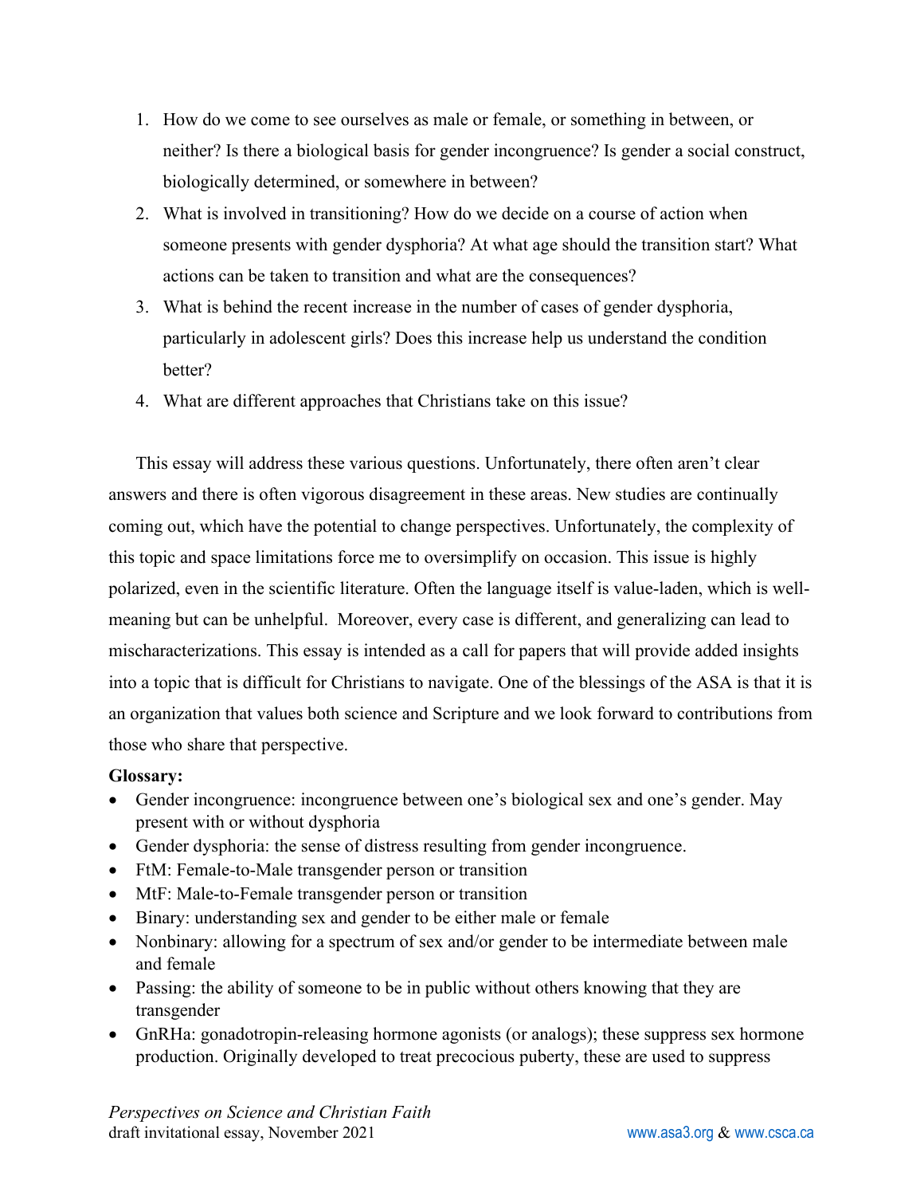1. How do we come to see ourselves as male or female, or something in between, or neither? Is there a biological basis for gender incongruence? Is gender a social construct, biologically determined, or somewhere in between?
2. What is involved in transitioning? How do we decide on a course of action when someone presents with gender dysphoria? At what age should the transition start? What actions can be taken to transition and what are the consequences?
3. What is behind the recent increase in the number of cases of gender dysphoria, particularly in adolescent girls? Does this increase help us understand the condition better?
4. What are different approaches that Christians take on this issue?

This essay will address these various questions. Unfortunately, there often aren't clear answers and there is often vigorous disagreement in these areas. New studies are continually coming out, which have the potential to change perspectives. Unfortunately, the complexity of this topic and space limitations force me to oversimplify on occasion. This issue is highly polarized, even in the scientific literature. Often the language itself is value-laden, which is well-meaning but can be unhelpful. Moreover, every case is different, and generalizing can lead to mischaracterizations. This essay is intended as a call for papers that will provide added insights into a topic that is difficult for Christians to navigate. One of the blessings of the ASA is that it is an organization that values both science and Scripture and we look forward to contributions from those who share that perspective.

**Glossary:**

- Gender incongruence: incongruence between one's biological sex and one's gender. May present with or without dysphoria
- Gender dysphoria: the sense of distress resulting from gender incongruence.
- FtM: Female-to-Male transgender person or transition
- MtF: Male-to-Female transgender person or transition
- Binary: understanding sex and gender to be either male or female
- Nonbinary: allowing for a spectrum of sex and/or gender to be intermediate between male and female
- Passing: the ability of someone to be in public without others knowing that they are transgender
- GnRHa: gonadotropin-releasing hormone agonists (or analogs); these suppress sex hormone production. Originally developed to treat precocious puberty, these are used to suppress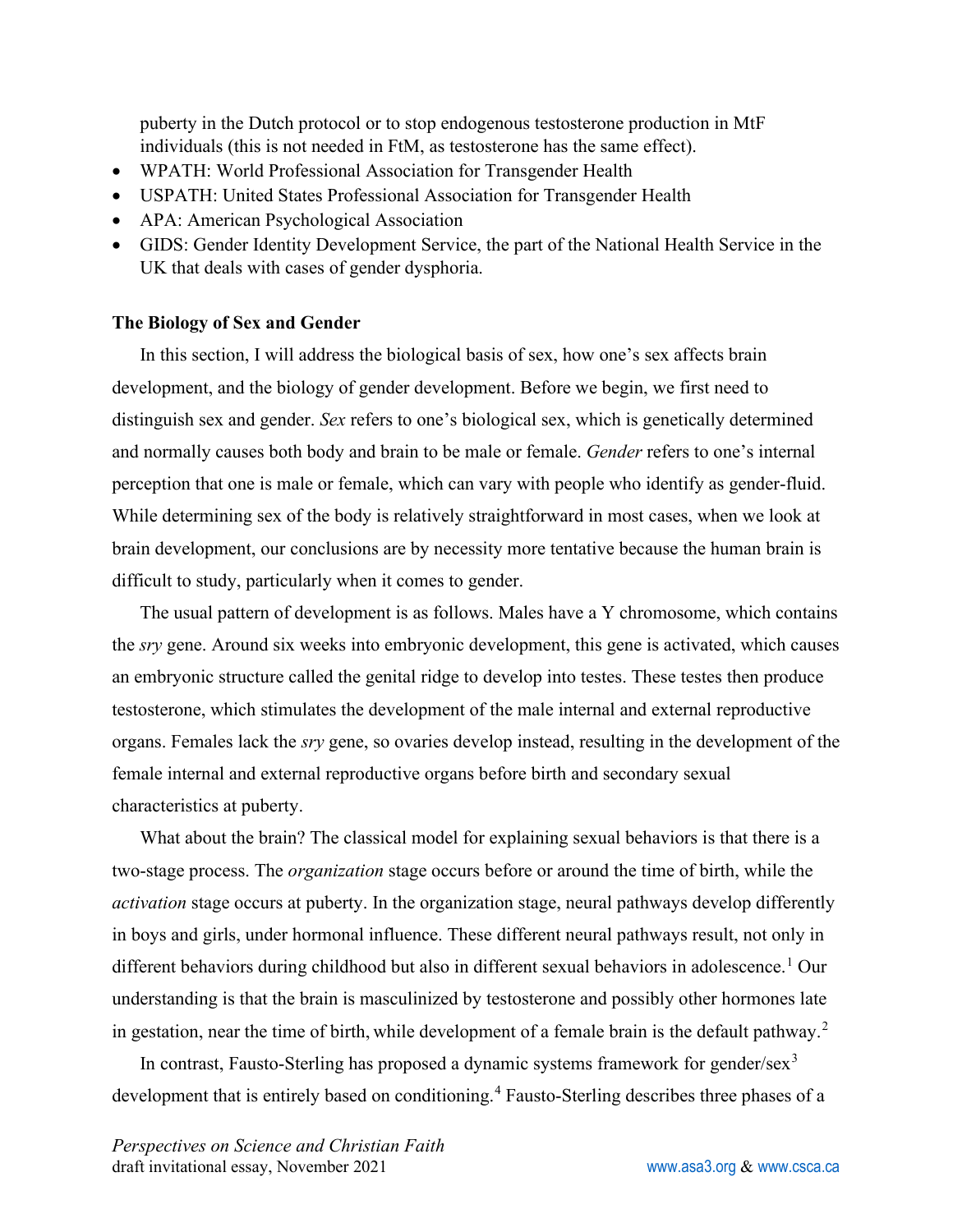puberty in the Dutch protocol or to stop endogenous testosterone production in MtF individuals (this is not needed in FtM, as testosterone has the same effect).

- WPATH: World Professional Association for Transgender Health
- USPATH: United States Professional Association for Transgender Health
- APA: American Psychological Association
- GIDS: Gender Identity Development Service, the part of the National Health Service in the UK that deals with cases of gender dysphoria.

**The Biology of Sex and Gender**

In this section, I will address the biological basis of sex, how one's sex affects brain development, and the biology of gender development. Before we begin, we first need to distinguish sex and gender. *Sex* refers to one's biological sex, which is genetically determined and normally causes both body and brain to be male or female. *Gender* refers to one's internal perception that one is male or female, which can vary with people who identify as gender-fluid. While determining sex of the body is relatively straightforward in most cases, when we look at brain development, our conclusions are by necessity more tentative because the human brain is difficult to study, particularly when it comes to gender.

The usual pattern of development is as follows. Males have a Y chromosome, which contains the *sry* gene. Around six weeks into embryonic development, this gene is activated, which causes an embryonic structure called the genital ridge to develop into testes. These testes then produce testosterone, which stimulates the development of the male internal and external reproductive organs. Females lack the *sry* gene, so ovaries develop instead, resulting in the development of the female internal and external reproductive organs before birth and secondary sexual characteristics at puberty.

What about the brain? The classical model for explaining sexual behaviors is that there is a two-stage process. The *organization* stage occurs before or around the time of birth, while the *activation* stage occurs at puberty. In the organization stage, neural pathways develop differently in boys and girls, under hormonal influence. These different neural pathways result, not only in different behaviors during childhood but also in different sexual behaviors in adolescence.[1] Our understanding is that the brain is masculinized by testosterone and possibly other hormones late in gestation, near the time of birth, while development of a female brain is the default pathway.[2]

In contrast, Fausto-Sterling has proposed a dynamic systems framework for gender/sex[3] development that is entirely based on conditioning.[4] Fausto-Sterling describes three phases of a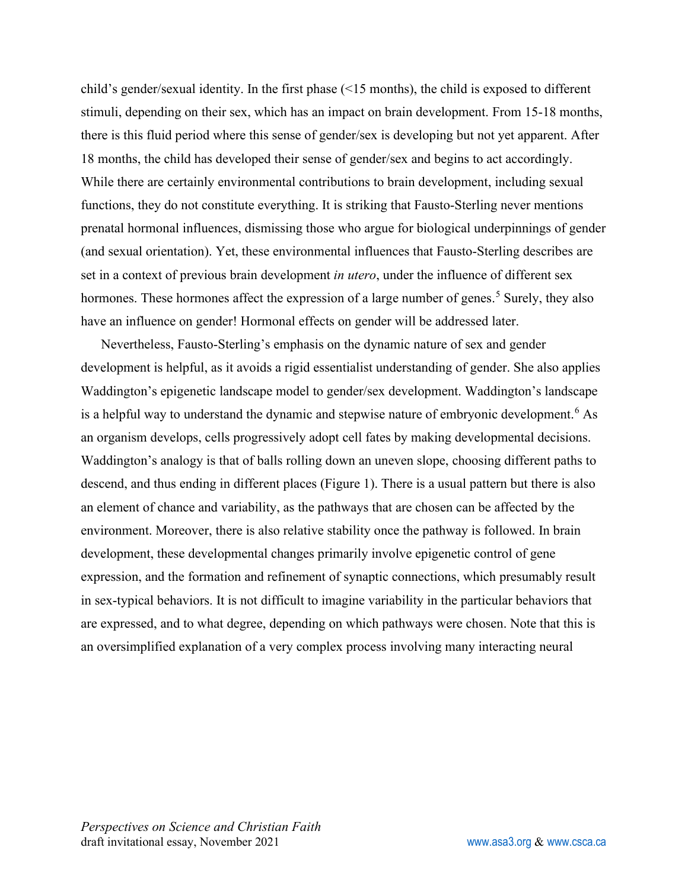child's gender/sexual identity. In the first phase (<15 months), the child is exposed to different stimuli, depending on their sex, which has an impact on brain development. From 15-18 months, there is this fluid period where this sense of gender/sex is developing but not yet apparent. After 18 months, the child has developed their sense of gender/sex and begins to act accordingly. While there are certainly environmental contributions to brain development, including sexual functions, they do not constitute everything. It is striking that Fausto-Sterling never mentions prenatal hormonal influences, dismissing those who argue for biological underpinnings of gender (and sexual orientation). Yet, these environmental influences that Fausto-Sterling describes are set in a context of previous brain development *in utero*, under the influence of different sex hormones. These hormones affect the expression of a large number of genes.[5] Surely, they also have an influence on gender! Hormonal effects on gender will be addressed later.

Nevertheless, Fausto-Sterling's emphasis on the dynamic nature of sex and gender development is helpful, as it avoids a rigid essentialist understanding of gender. She also applies Waddington's epigenetic landscape model to gender/sex development. Waddington's landscape is a helpful way to understand the dynamic and stepwise nature of embryonic development.[6] As an organism develops, cells progressively adopt cell fates by making developmental decisions. Waddington's analogy is that of balls rolling down an uneven slope, choosing different paths to descend, and thus ending in different places (Figure 1). There is a usual pattern but there is also an element of chance and variability, as the pathways that are chosen can be affected by the environment. Moreover, there is also relative stability once the pathway is followed. In brain development, these developmental changes primarily involve epigenetic control of gene expression, and the formation and refinement of synaptic connections, which presumably result in sex-typical behaviors. It is not difficult to imagine variability in the particular behaviors that are expressed, and to what degree, depending on which pathways were chosen. Note that this is an oversimplified explanation of a very complex process involving many interacting neural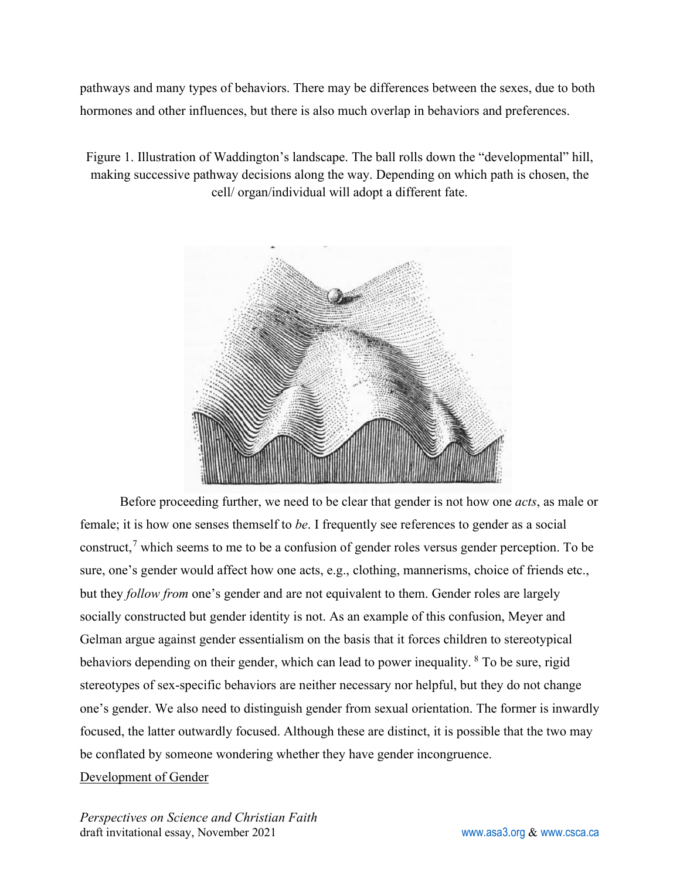pathways and many types of behaviors. There may be differences between the sexes, due to both hormones and other influences, but there is also much overlap in behaviors and preferences.

Figure 1. Illustration of Waddington's landscape. The ball rolls down the "developmental" hill, making successive pathway decisions along the way. Depending on which path is chosen, the cell/ organ/individual will adopt a different fate.

Before proceeding further, we need to be clear that gender is not how one *acts*, as male or female; it is how one senses themself to *be*. I frequently see references to gender as a social construct,[7] which seems to me to be a confusion of gender roles versus gender perception. To be sure, one's gender would affect how one acts, e.g., clothing, mannerisms, choice of friends etc., but they *follow from* one's gender and are not equivalent to them. Gender roles are largely socially constructed but gender identity is not. As an example of this confusion, Meyer and Gelman argue against gender essentialism on the basis that it forces children to stereotypical behaviors depending on their gender, which can lead to power inequality. [8] To be sure, rigid stereotypes of sex-specific behaviors are neither necessary nor helpful, but they do not change one's gender. We also need to distinguish gender from sexual orientation. The former is inwardly focused, the latter outwardly focused. Although these are distinct, it is possible that the two may be conflated by someone wondering whether they have gender incongruence.

## Development of Gender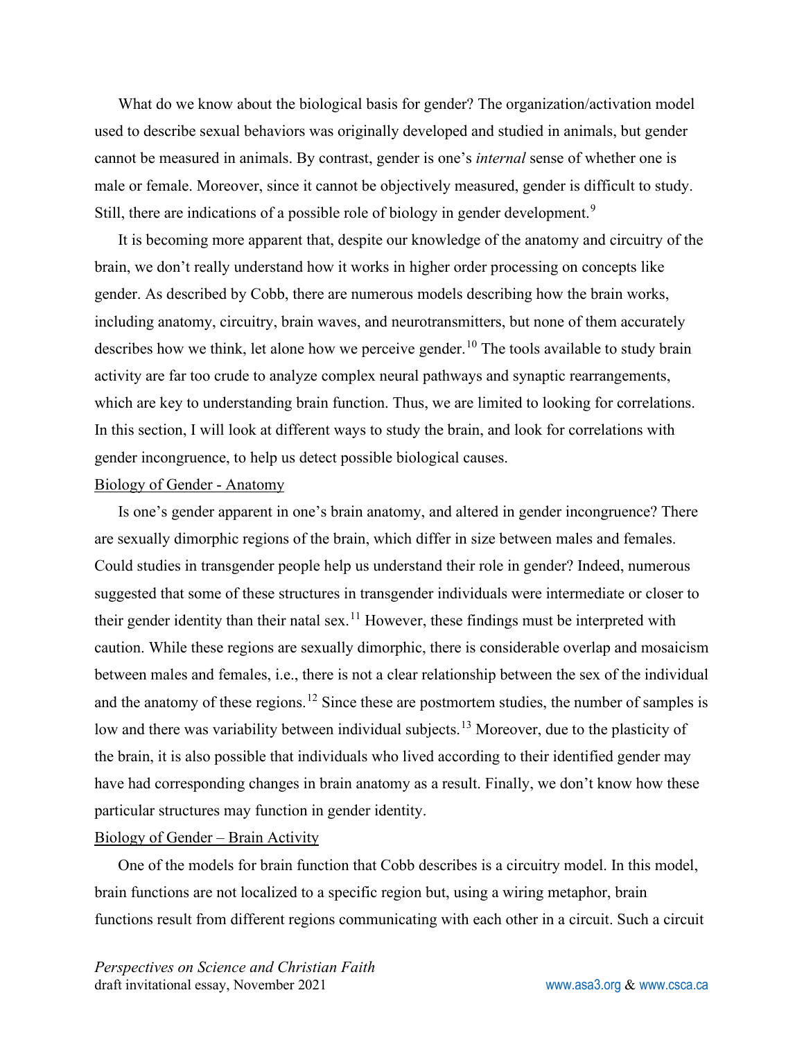What do we know about the biological basis for gender? The organization/activation model used to describe sexual behaviors was originally developed and studied in animals, but gender cannot be measured in animals. By contrast, gender is one's *internal* sense of whether one is male or female. Moreover, since it cannot be objectively measured, gender is difficult to study. Still, there are indications of a possible role of biology in gender development.[9]

It is becoming more apparent that, despite our knowledge of the anatomy and circuitry of the brain, we don't really understand how it works in higher order processing on concepts like gender. As described by Cobb, there are numerous models describing how the brain works, including anatomy, circuitry, brain waves, and neurotransmitters, but none of them accurately describes how we think, let alone how we perceive gender.[10] The tools available to study brain activity are far too crude to analyze complex neural pathways and synaptic rearrangements, which are key to understanding brain function. Thus, we are limited to looking for correlations. In this section, I will look at different ways to study the brain, and look for correlations with gender incongruence, to help us detect possible biological causes.

Biology of Gender - Anatomy

Is one's gender apparent in one's brain anatomy, and altered in gender incongruence? There are sexually dimorphic regions of the brain, which differ in size between males and females. Could studies in transgender people help us understand their role in gender? Indeed, numerous suggested that some of these structures in transgender individuals were intermediate or closer to their gender identity than their natal sex.[11] However, these findings must be interpreted with caution. While these regions are sexually dimorphic, there is considerable overlap and mosaicism between males and females, i.e., there is not a clear relationship between the sex of the individual and the anatomy of these regions.[12] Since these are postmortem studies, the number of samples is low and there was variability between individual subjects.[13] Moreover, due to the plasticity of the brain, it is also possible that individuals who lived according to their identified gender may have had corresponding changes in brain anatomy as a result. Finally, we don't know how these particular structures may function in gender identity.

Biology of Gender – Brain Activity

One of the models for brain function that Cobb describes is a circuitry model. In this model, brain functions are not localized to a specific region but, using a wiring metaphor, brain functions result from different regions communicating with each other in a circuit. Such a circuit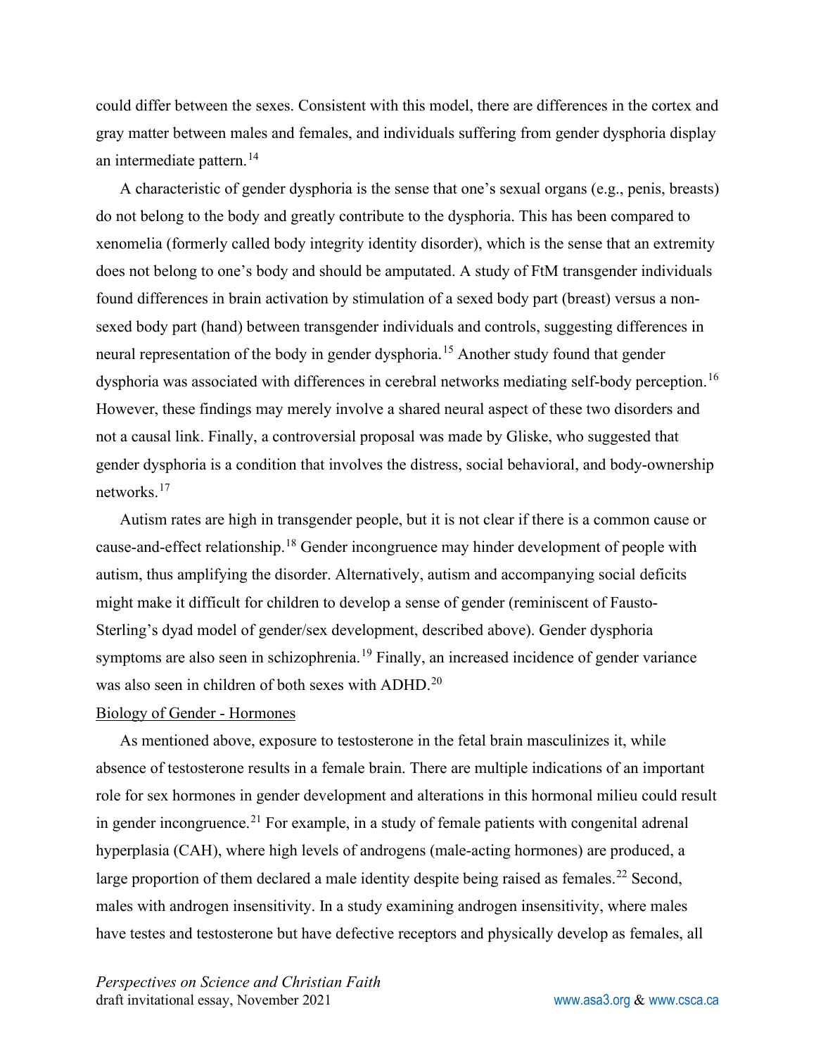could differ between the sexes. Consistent with this model, there are differences in the cortex and gray matter between males and females, and individuals suffering from gender dysphoria display an intermediate pattern.[14]

A characteristic of gender dysphoria is the sense that one's sexual organs (e.g., penis, breasts) do not belong to the body and greatly contribute to the dysphoria. This has been compared to xenomelia (formerly called body integrity identity disorder), which is the sense that an extremity does not belong to one's body and should be amputated. A study of FtM transgender individuals found differences in brain activation by stimulation of a sexed body part (breast) versus a non-sexed body part (hand) between transgender individuals and controls, suggesting differences in neural representation of the body in gender dysphoria.[15] Another study found that gender dysphoria was associated with differences in cerebral networks mediating self-body perception.[16] However, these findings may merely involve a shared neural aspect of these two disorders and not a causal link. Finally, a controversial proposal was made by Gliske, who suggested that gender dysphoria is a condition that involves the distress, social behavioral, and body-ownership networks.[17]

Autism rates are high in transgender people, but it is not clear if there is a common cause or cause-and-effect relationship.[18] Gender incongruence may hinder development of people with autism, thus amplifying the disorder. Alternatively, autism and accompanying social deficits might make it difficult for children to develop a sense of gender (reminiscent of Fausto-Sterling's dyad model of gender/sex development, described above). Gender dysphoria symptoms are also seen in schizophrenia.[19] Finally, an increased incidence of gender variance was also seen in children of both sexes with ADHD.[20]

<u>Biology of Gender - Hormones</u>

As mentioned above, exposure to testosterone in the fetal brain masculinizes it, while absence of testosterone results in a female brain. There are multiple indications of an important role for sex hormones in gender development and alterations in this hormonal milieu could result in gender incongruence.[21] For example, in a study of female patients with congenital adrenal hyperplasia (CAH), where high levels of androgens (male-acting hormones) are produced, a large proportion of them declared a male identity despite being raised as females.[22] Second, males with androgen insensitivity. In a study examining androgen insensitivity, where males have testes and testosterone but have defective receptors and physically develop as females, all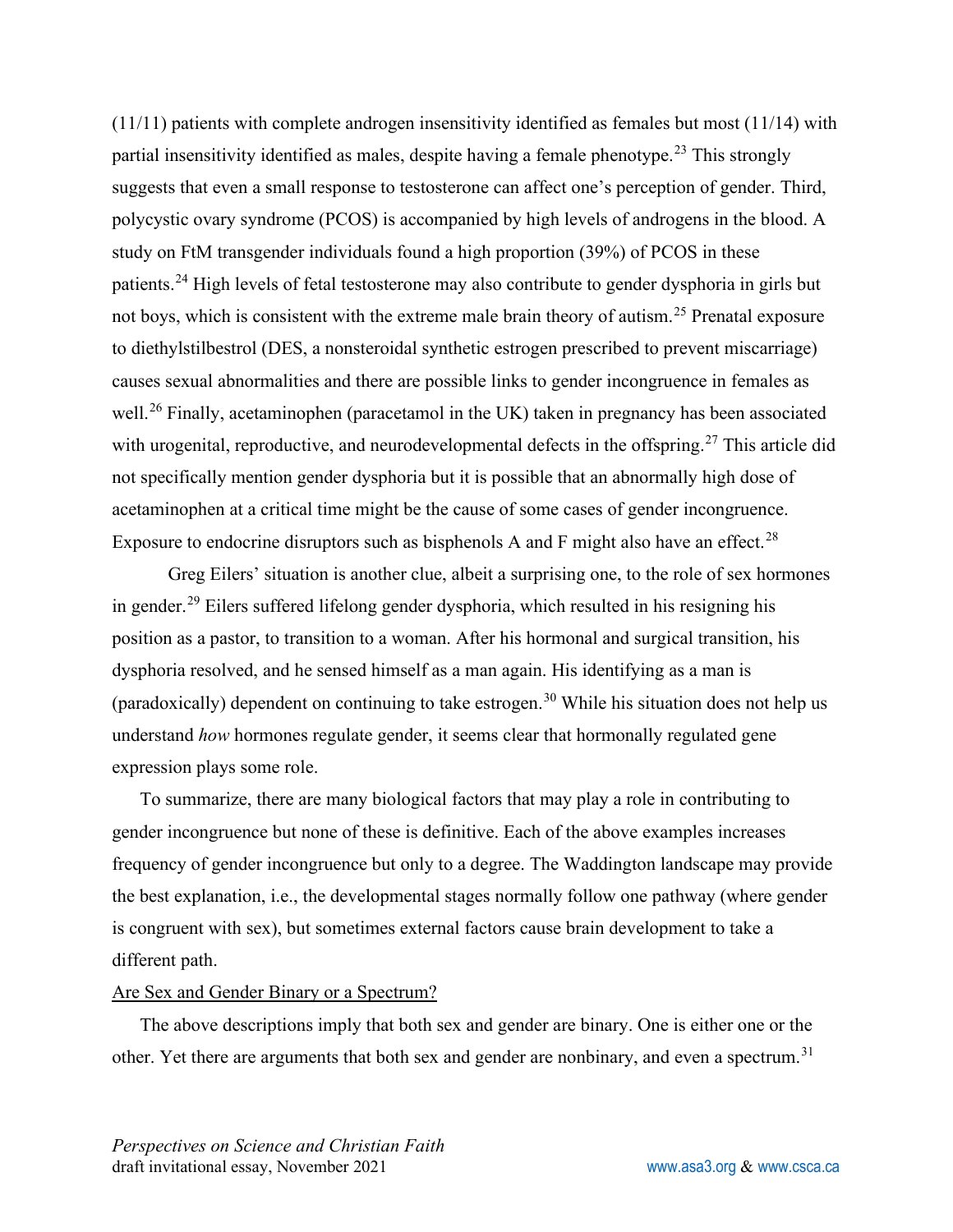(11/11) patients with complete androgen insensitivity identified as females but most (11/14) with partial insensitivity identified as males, despite having a female phenotype.[23] This strongly suggests that even a small response to testosterone can affect one's perception of gender. Third, polycystic ovary syndrome (PCOS) is accompanied by high levels of androgens in the blood. A study on FtM transgender individuals found a high proportion (39%) of PCOS in these patients.[24] High levels of fetal testosterone may also contribute to gender dysphoria in girls but not boys, which is consistent with the extreme male brain theory of autism.[25] Prenatal exposure to diethylstilbestrol (DES, a nonsteroidal synthetic estrogen prescribed to prevent miscarriage) causes sexual abnormalities and there are possible links to gender incongruence in females as well.[26] Finally, acetaminophen (paracetamol in the UK) taken in pregnancy has been associated with urogenital, reproductive, and neurodevelopmental defects in the offspring.[27] This article did not specifically mention gender dysphoria but it is possible that an abnormally high dose of acetaminophen at a critical time might be the cause of some cases of gender incongruence. Exposure to endocrine disruptors such as bisphenols A and F might also have an effect.[28]

Greg Eilers' situation is another clue, albeit a surprising one, to the role of sex hormones in gender.[29] Eilers suffered lifelong gender dysphoria, which resulted in his resigning his position as a pastor, to transition to a woman. After his hormonal and surgical transition, his dysphoria resolved, and he sensed himself as a man again. His identifying as a man is (paradoxically) dependent on continuing to take estrogen.[30] While his situation does not help us understand *how* hormones regulate gender, it seems clear that hormonally regulated gene expression plays some role.

To summarize, there are many biological factors that may play a role in contributing to gender incongruence but none of these is definitive. Each of the above examples increases frequency of gender incongruence but only to a degree. The Waddington landscape may provide the best explanation, i.e., the developmental stages normally follow one pathway (where gender is congruent with sex), but sometimes external factors cause brain development to take a different path.

## Are Sex and Gender Binary or a Spectrum?

The above descriptions imply that both sex and gender are binary. One is either one or the other. Yet there are arguments that both sex and gender are nonbinary, and even a spectrum.[31]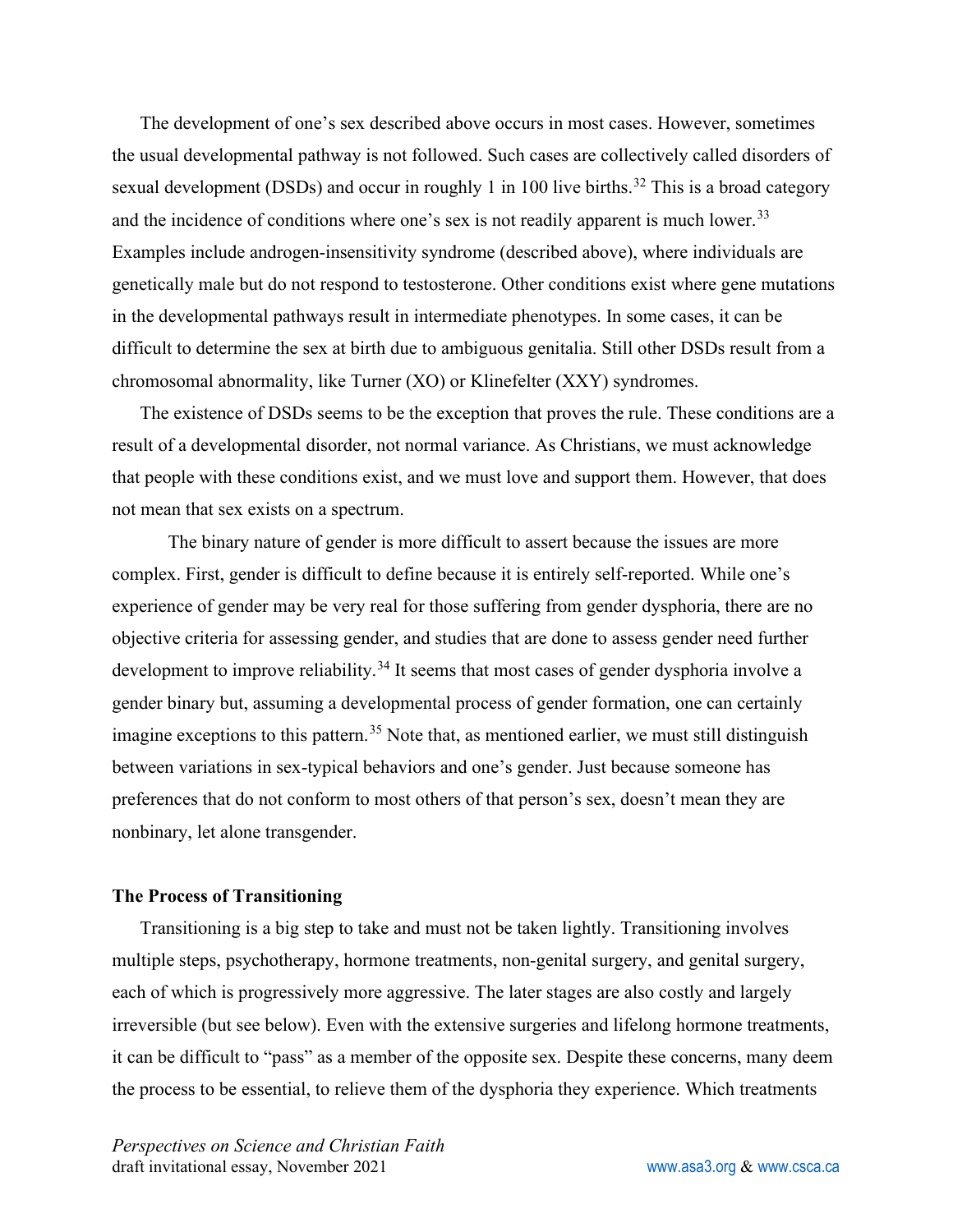The development of one's sex described above occurs in most cases. However, sometimes the usual developmental pathway is not followed. Such cases are collectively called disorders of sexual development (DSDs) and occur in roughly 1 in 100 live births.[32] This is a broad category and the incidence of conditions where one's sex is not readily apparent is much lower.[33] Examples include androgen-insensitivity syndrome (described above), where individuals are genetically male but do not respond to testosterone. Other conditions exist where gene mutations in the developmental pathways result in intermediate phenotypes. In some cases, it can be difficult to determine the sex at birth due to ambiguous genitalia. Still other DSDs result from a chromosomal abnormality, like Turner (XO) or Klinefelter (XXY) syndromes.

The existence of DSDs seems to be the exception that proves the rule. These conditions are a result of a developmental disorder, not normal variance. As Christians, we must acknowledge that people with these conditions exist, and we must love and support them. However, that does not mean that sex exists on a spectrum.

The binary nature of gender is more difficult to assert because the issues are more complex. First, gender is difficult to define because it is entirely self-reported. While one's experience of gender may be very real for those suffering from gender dysphoria, there are no objective criteria for assessing gender, and studies that are done to assess gender need further development to improve reliability.[34] It seems that most cases of gender dysphoria involve a gender binary but, assuming a developmental process of gender formation, one can certainly imagine exceptions to this pattern.[35] Note that, as mentioned earlier, we must still distinguish between variations in sex-typical behaviors and one's gender. Just because someone has preferences that do not conform to most others of that person's sex, doesn't mean they are nonbinary, let alone transgender.

**The Process of Transitioning**

Transitioning is a big step to take and must not be taken lightly. Transitioning involves multiple steps, psychotherapy, hormone treatments, non-genital surgery, and genital surgery, each of which is progressively more aggressive. The later stages are also costly and largely irreversible (but see below). Even with the extensive surgeries and lifelong hormone treatments, it can be difficult to "pass" as a member of the opposite sex. Despite these concerns, many deem the process to be essential, to relieve them of the dysphoria they experience. Which treatments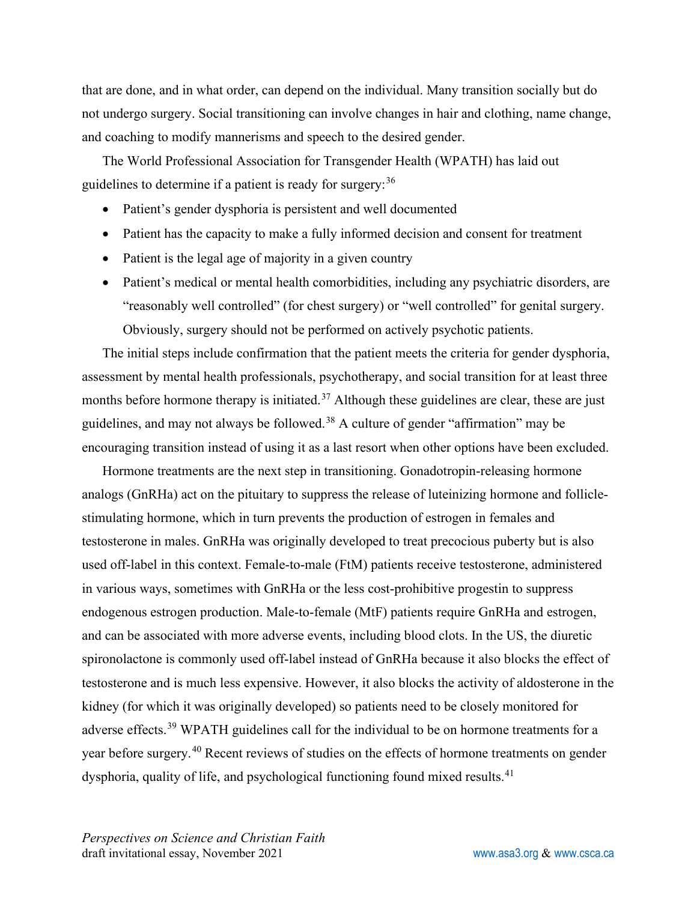that are done, and in what order, can depend on the individual. Many transition socially but do not undergo surgery. Social transitioning can involve changes in hair and clothing, name change, and coaching to modify mannerisms and speech to the desired gender.

The World Professional Association for Transgender Health (WPATH) has laid out guidelines to determine if a patient is ready for surgery:[36]

- Patient's gender dysphoria is persistent and well documented
- Patient has the capacity to make a fully informed decision and consent for treatment
- Patient is the legal age of majority in a given country
- Patient's medical or mental health comorbidities, including any psychiatric disorders, are "reasonably well controlled" (for chest surgery) or "well controlled" for genital surgery. Obviously, surgery should not be performed on actively psychotic patients.

The initial steps include confirmation that the patient meets the criteria for gender dysphoria, assessment by mental health professionals, psychotherapy, and social transition for at least three months before hormone therapy is initiated.[37] Although these guidelines are clear, these are just guidelines, and may not always be followed.[38] A culture of gender "affirmation" may be encouraging transition instead of using it as a last resort when other options have been excluded.

Hormone treatments are the next step in transitioning. Gonadotropin-releasing hormone analogs (GnRHa) act on the pituitary to suppress the release of luteinizing hormone and follicle-stimulating hormone, which in turn prevents the production of estrogen in females and testosterone in males. GnRHa was originally developed to treat precocious puberty but is also used off-label in this context. Female-to-male (FtM) patients receive testosterone, administered in various ways, sometimes with GnRHa or the less cost-prohibitive progestin to suppress endogenous estrogen production. Male-to-female (MtF) patients require GnRHa and estrogen, and can be associated with more adverse events, including blood clots. In the US, the diuretic spironolactone is commonly used off-label instead of GnRHa because it also blocks the effect of testosterone and is much less expensive. However, it also blocks the activity of aldosterone in the kidney (for which it was originally developed) so patients need to be closely monitored for adverse effects.[39] WPATH guidelines call for the individual to be on hormone treatments for a year before surgery.[40] Recent reviews of studies on the effects of hormone treatments on gender dysphoria, quality of life, and psychological functioning found mixed results.[41]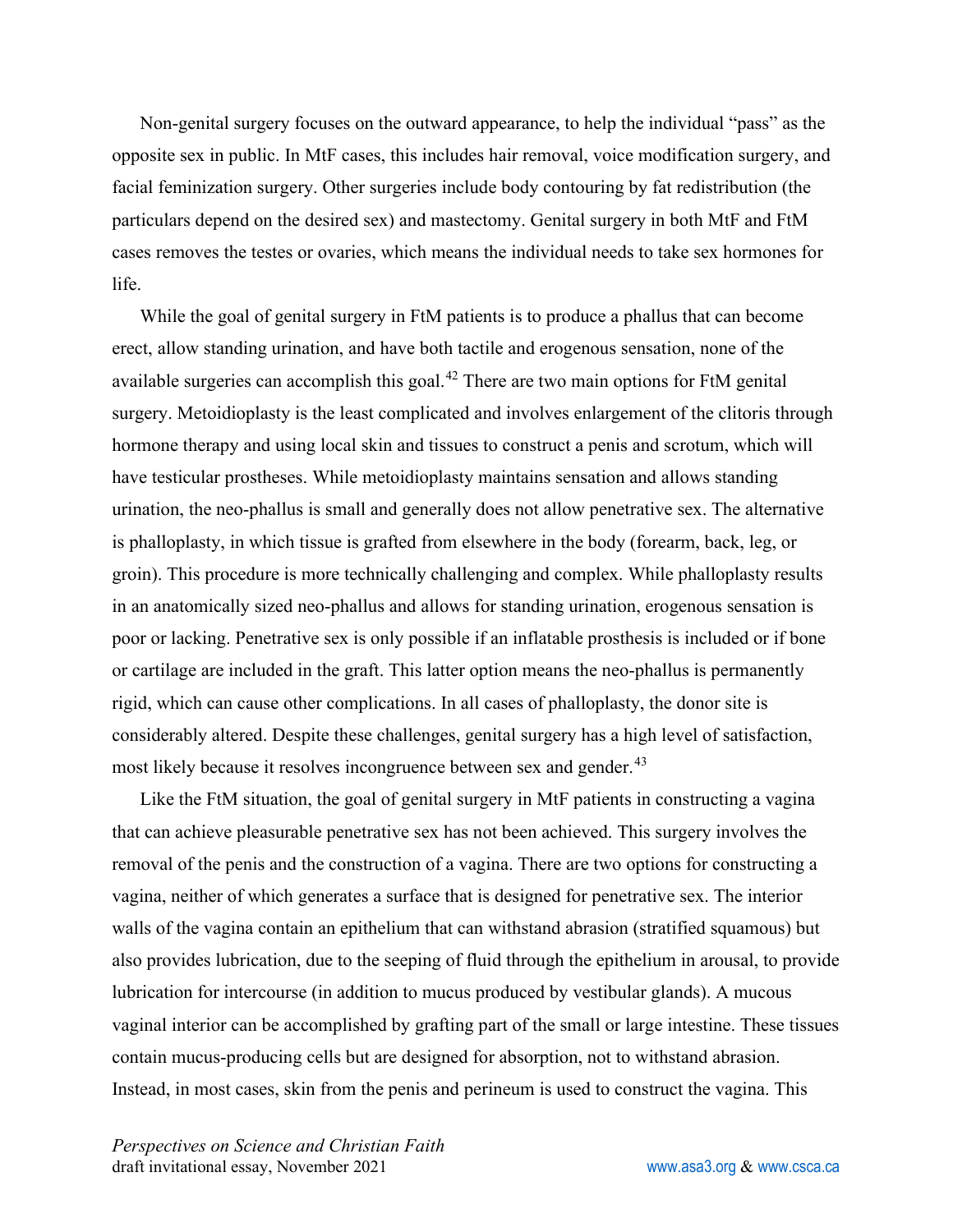Non-genital surgery focuses on the outward appearance, to help the individual "pass" as the opposite sex in public. In MtF cases, this includes hair removal, voice modification surgery, and facial feminization surgery. Other surgeries include body contouring by fat redistribution (the particulars depend on the desired sex) and mastectomy. Genital surgery in both MtF and FtM cases removes the testes or ovaries, which means the individual needs to take sex hormones for life.

While the goal of genital surgery in FtM patients is to produce a phallus that can become erect, allow standing urination, and have both tactile and erogenous sensation, none of the available surgeries can accomplish this goal.[42] There are two main options for FtM genital surgery. Metoidioplasty is the least complicated and involves enlargement of the clitoris through hormone therapy and using local skin and tissues to construct a penis and scrotum, which will have testicular prostheses. While metoidioplasty maintains sensation and allows standing urination, the neo-phallus is small and generally does not allow penetrative sex. The alternative is phalloplasty, in which tissue is grafted from elsewhere in the body (forearm, back, leg, or groin). This procedure is more technically challenging and complex. While phalloplasty results in an anatomically sized neo-phallus and allows for standing urination, erogenous sensation is poor or lacking. Penetrative sex is only possible if an inflatable prosthesis is included or if bone or cartilage are included in the graft. This latter option means the neo-phallus is permanently rigid, which can cause other complications. In all cases of phalloplasty, the donor site is considerably altered. Despite these challenges, genital surgery has a high level of satisfaction, most likely because it resolves incongruence between sex and gender.[43]

Like the FtM situation, the goal of genital surgery in MtF patients in constructing a vagina that can achieve pleasurable penetrative sex has not been achieved. This surgery involves the removal of the penis and the construction of a vagina. There are two options for constructing a vagina, neither of which generates a surface that is designed for penetrative sex. The interior walls of the vagina contain an epithelium that can withstand abrasion (stratified squamous) but also provides lubrication, due to the seeping of fluid through the epithelium in arousal, to provide lubrication for intercourse (in addition to mucus produced by vestibular glands). A mucous vaginal interior can be accomplished by grafting part of the small or large intestine. These tissues contain mucus-producing cells but are designed for absorption, not to withstand abrasion. Instead, in most cases, skin from the penis and perineum is used to construct the vagina. This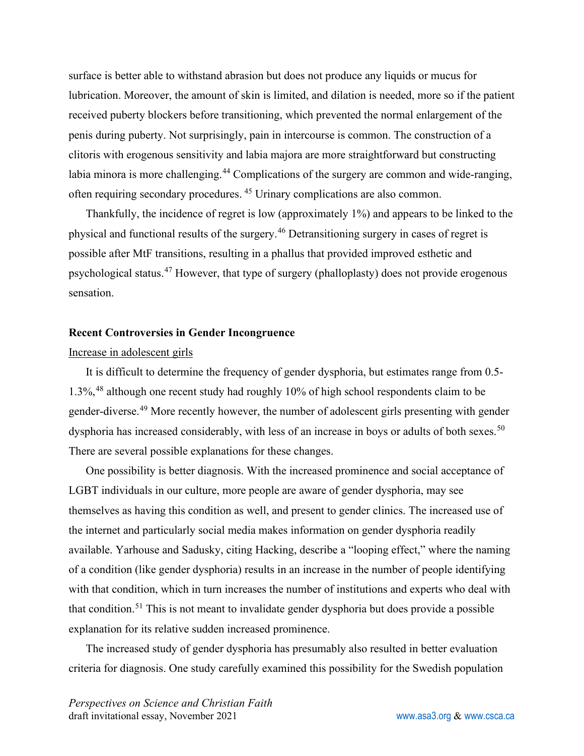surface is better able to withstand abrasion but does not produce any liquids or mucus for lubrication. Moreover, the amount of skin is limited, and dilation is needed, more so if the patient received puberty blockers before transitioning, which prevented the normal enlargement of the penis during puberty. Not surprisingly, pain in intercourse is common. The construction of a clitoris with erogenous sensitivity and labia majora are more straightforward but constructing labia minora is more challenging.[44] Complications of the surgery are common and wide-ranging, often requiring secondary procedures. [45] Urinary complications are also common.

Thankfully, the incidence of regret is low (approximately 1%) and appears to be linked to the physical and functional results of the surgery.[46] Detransitioning surgery in cases of regret is possible after MtF transitions, resulting in a phallus that provided improved esthetic and psychological status.[47] However, that type of surgery (phalloplasty) does not provide erogenous sensation.

**Recent Controversies in Gender Incongruence**

Increase in adolescent girls

It is difficult to determine the frequency of gender dysphoria, but estimates range from 0.5-1.3%,[48] although one recent study had roughly 10% of high school respondents claim to be gender-diverse.[49] More recently however, the number of adolescent girls presenting with gender dysphoria has increased considerably, with less of an increase in boys or adults of both sexes.[50] There are several possible explanations for these changes.

One possibility is better diagnosis. With the increased prominence and social acceptance of LGBT individuals in our culture, more people are aware of gender dysphoria, may see themselves as having this condition as well, and present to gender clinics. The increased use of the internet and particularly social media makes information on gender dysphoria readily available. Yarhouse and Sadusky, citing Hacking, describe a "looping effect," where the naming of a condition (like gender dysphoria) results in an increase in the number of people identifying with that condition, which in turn increases the number of institutions and experts who deal with that condition.[51] This is not meant to invalidate gender dysphoria but does provide a possible explanation for its relative sudden increased prominence.

The increased study of gender dysphoria has presumably also resulted in better evaluation criteria for diagnosis. One study carefully examined this possibility for the Swedish population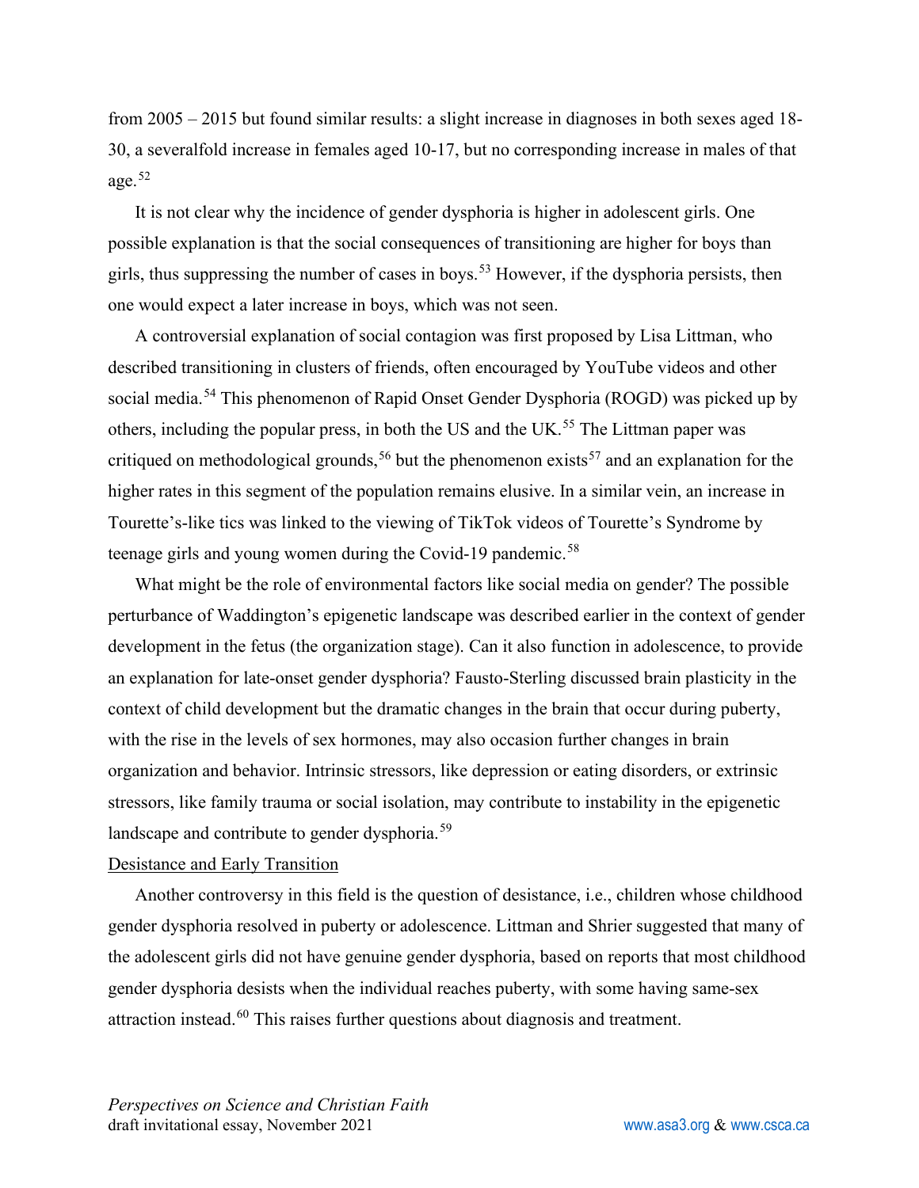from 2005 – 2015 but found similar results: a slight increase in diagnoses in both sexes aged 18-30, a severalfold increase in females aged 10-17, but no corresponding increase in males of that age.[52]

It is not clear why the incidence of gender dysphoria is higher in adolescent girls. One possible explanation is that the social consequences of transitioning are higher for boys than girls, thus suppressing the number of cases in boys.[53] However, if the dysphoria persists, then one would expect a later increase in boys, which was not seen.

A controversial explanation of social contagion was first proposed by Lisa Littman, who described transitioning in clusters of friends, often encouraged by YouTube videos and other social media.[54] This phenomenon of Rapid Onset Gender Dysphoria (ROGD) was picked up by others, including the popular press, in both the US and the UK.[55] The Littman paper was critiqued on methodological grounds,[56] but the phenomenon exists[57] and an explanation for the higher rates in this segment of the population remains elusive. In a similar vein, an increase in Tourette's-like tics was linked to the viewing of TikTok videos of Tourette's Syndrome by teenage girls and young women during the Covid-19 pandemic.[58]

What might be the role of environmental factors like social media on gender? The possible perturbance of Waddington's epigenetic landscape was described earlier in the context of gender development in the fetus (the organization stage). Can it also function in adolescence, to provide an explanation for late-onset gender dysphoria? Fausto-Sterling discussed brain plasticity in the context of child development but the dramatic changes in the brain that occur during puberty, with the rise in the levels of sex hormones, may also occasion further changes in brain organization and behavior. Intrinsic stressors, like depression or eating disorders, or extrinsic stressors, like family trauma or social isolation, may contribute to instability in the epigenetic landscape and contribute to gender dysphoria.[59]

Desistance and Early Transition

Another controversy in this field is the question of desistance, i.e., children whose childhood gender dysphoria resolved in puberty or adolescence. Littman and Shrier suggested that many of the adolescent girls did not have genuine gender dysphoria, based on reports that most childhood gender dysphoria desists when the individual reaches puberty, with some having same-sex attraction instead.[60] This raises further questions about diagnosis and treatment.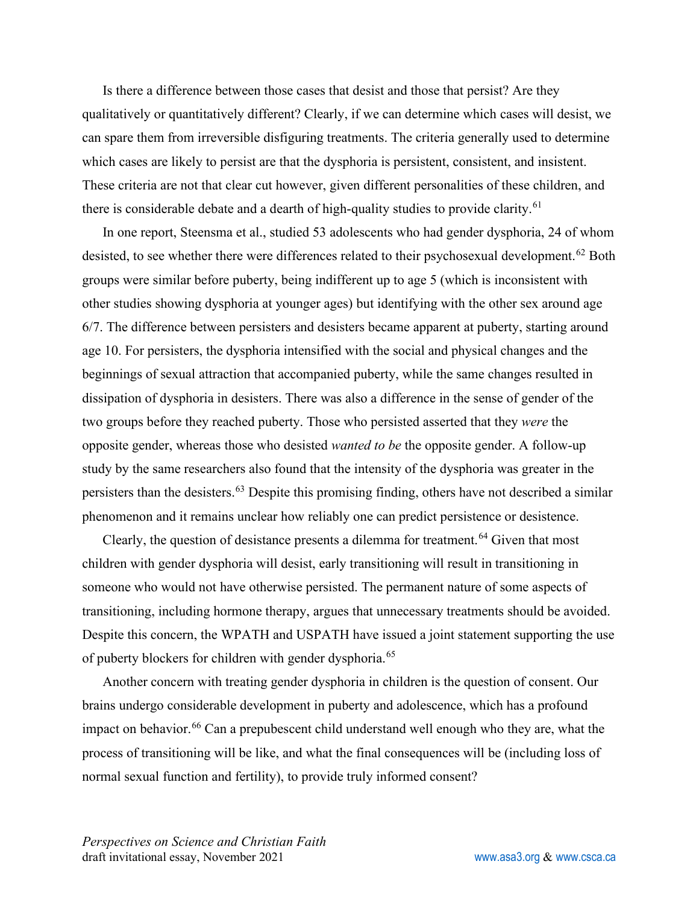Is there a difference between those cases that desist and those that persist? Are they qualitatively or quantitatively different? Clearly, if we can determine which cases will desist, we can spare them from irreversible disfiguring treatments. The criteria generally used to determine which cases are likely to persist are that the dysphoria is persistent, consistent, and insistent. These criteria are not that clear cut however, given different personalities of these children, and there is considerable debate and a dearth of high-quality studies to provide clarity.[61]

In one report, Steensma et al., studied 53 adolescents who had gender dysphoria, 24 of whom desisted, to see whether there were differences related to their psychosexual development.[62] Both groups were similar before puberty, being indifferent up to age 5 (which is inconsistent with other studies showing dysphoria at younger ages) but identifying with the other sex around age 6/7. The difference between persisters and desisters became apparent at puberty, starting around age 10. For persisters, the dysphoria intensified with the social and physical changes and the beginnings of sexual attraction that accompanied puberty, while the same changes resulted in dissipation of dysphoria in desisters. There was also a difference in the sense of gender of the two groups before they reached puberty. Those who persisted asserted that they *were* the opposite gender, whereas those who desisted *wanted to be* the opposite gender. A follow-up study by the same researchers also found that the intensity of the dysphoria was greater in the persisters than the desisters.[63] Despite this promising finding, others have not described a similar phenomenon and it remains unclear how reliably one can predict persistence or desistence.

Clearly, the question of desistance presents a dilemma for treatment.[64] Given that most children with gender dysphoria will desist, early transitioning will result in transitioning in someone who would not have otherwise persisted. The permanent nature of some aspects of transitioning, including hormone therapy, argues that unnecessary treatments should be avoided. Despite this concern, the WPATH and USPATH have issued a joint statement supporting the use of puberty blockers for children with gender dysphoria.[65]

Another concern with treating gender dysphoria in children is the question of consent. Our brains undergo considerable development in puberty and adolescence, which has a profound impact on behavior.[66] Can a prepubescent child understand well enough who they are, what the process of transitioning will be like, and what the final consequences will be (including loss of normal sexual function and fertility), to provide truly informed consent?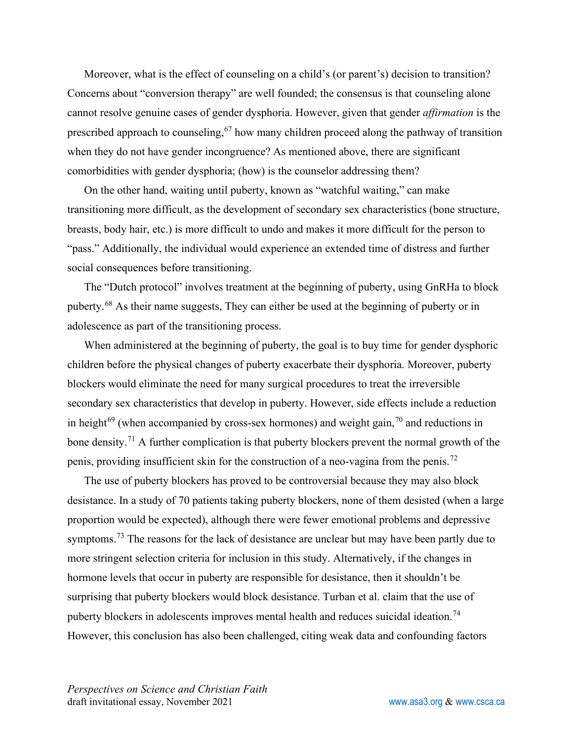Moreover, what is the effect of counseling on a child's (or parent's) decision to transition? Concerns about "conversion therapy" are well founded; the consensus is that counseling alone cannot resolve genuine cases of gender dysphoria. However, given that gender *affirmation* is the prescribed approach to counseling,[67] how many children proceed along the pathway of transition when they do not have gender incongruence? As mentioned above, there are significant comorbidities with gender dysphoria; (how) is the counselor addressing them?

On the other hand, waiting until puberty, known as "watchful waiting," can make transitioning more difficult, as the development of secondary sex characteristics (bone structure, breasts, body hair, etc.) is more difficult to undo and makes it more difficult for the person to "pass." Additionally, the individual would experience an extended time of distress and further social consequences before transitioning.

The "Dutch protocol" involves treatment at the beginning of puberty, using GnRHa to block puberty.[68] As their name suggests, They can either be used at the beginning of puberty or in adolescence as part of the transitioning process.

When administered at the beginning of puberty, the goal is to buy time for gender dysphoric children before the physical changes of puberty exacerbate their dysphoria. Moreover, puberty blockers would eliminate the need for many surgical procedures to treat the irreversible secondary sex characteristics that develop in puberty. However, side effects include a reduction in height[69] (when accompanied by cross-sex hormones) and weight gain,[70] and reductions in bone density.[71] A further complication is that puberty blockers prevent the normal growth of the penis, providing insufficient skin for the construction of a neo-vagina from the penis.[72]

The use of puberty blockers has proved to be controversial because they may also block desistance. In a study of 70 patients taking puberty blockers, none of them desisted (when a large proportion would be expected), although there were fewer emotional problems and depressive symptoms.[73] The reasons for the lack of desistance are unclear but may have been partly due to more stringent selection criteria for inclusion in this study. Alternatively, if the changes in hormone levels that occur in puberty are responsible for desistance, then it shouldn't be surprising that puberty blockers would block desistance. Turban et al. claim that the use of puberty blockers in adolescents improves mental health and reduces suicidal ideation.[74] However, this conclusion has also been challenged, citing weak data and confounding factors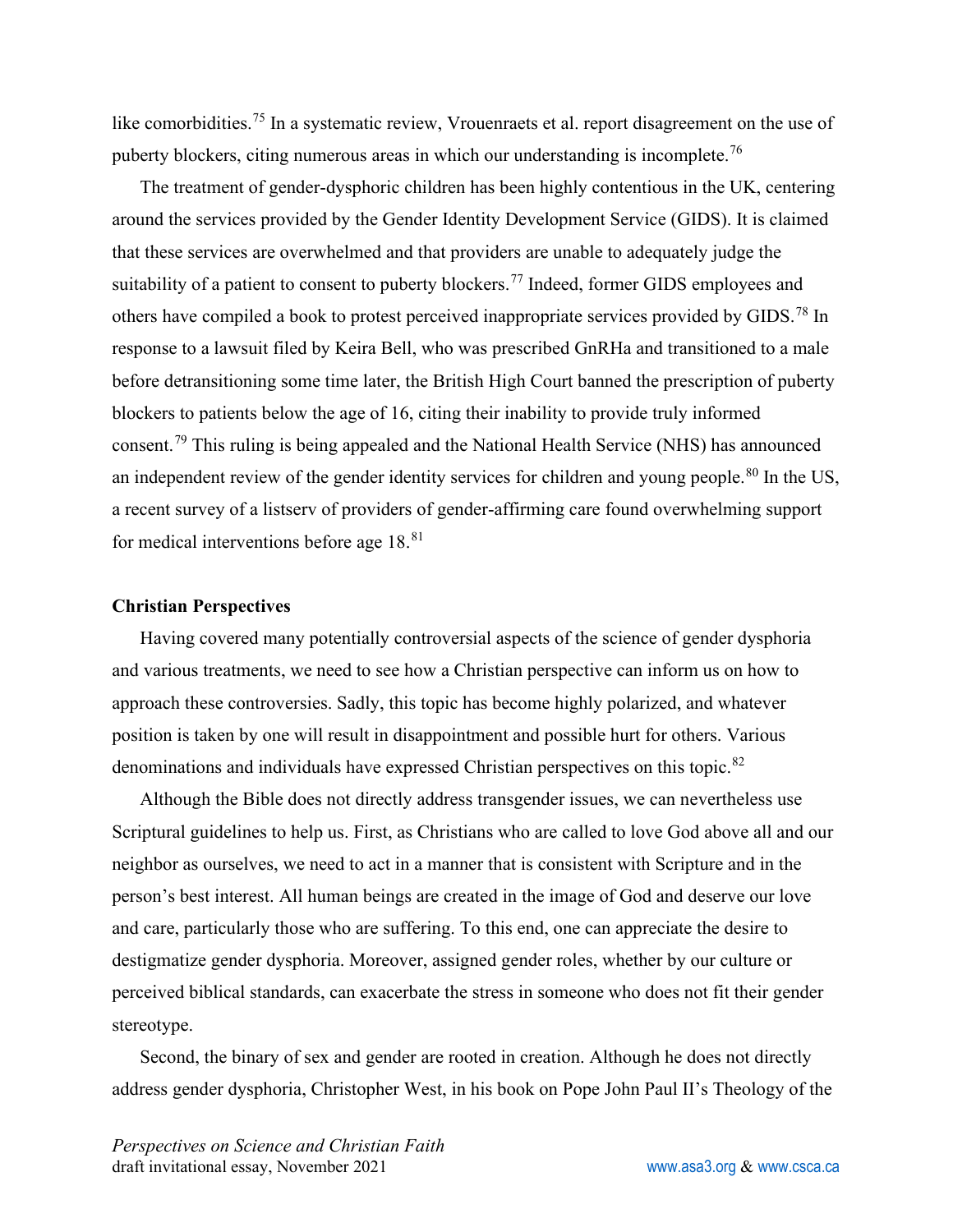like comorbidities.[75] In a systematic review, Vrouenraets et al. report disagreement on the use of puberty blockers, citing numerous areas in which our understanding is incomplete.[76]

The treatment of gender-dysphoric children has been highly contentious in the UK, centering around the services provided by the Gender Identity Development Service (GIDS). It is claimed that these services are overwhelmed and that providers are unable to adequately judge the suitability of a patient to consent to puberty blockers.[77] Indeed, former GIDS employees and others have compiled a book to protest perceived inappropriate services provided by GIDS.[78] In response to a lawsuit filed by Keira Bell, who was prescribed GnRHa and transitioned to a male before detransitioning some time later, the British High Court banned the prescription of puberty blockers to patients below the age of 16, citing their inability to provide truly informed consent.[79] This ruling is being appealed and the National Health Service (NHS) has announced an independent review of the gender identity services for children and young people.[80] In the US, a recent survey of a listserv of providers of gender-affirming care found overwhelming support for medical interventions before age 18.[81]

## Christian Perspectives

Having covered many potentially controversial aspects of the science of gender dysphoria and various treatments, we need to see how a Christian perspective can inform us on how to approach these controversies. Sadly, this topic has become highly polarized, and whatever position is taken by one will result in disappointment and possible hurt for others. Various denominations and individuals have expressed Christian perspectives on this topic.[82]

Although the Bible does not directly address transgender issues, we can nevertheless use Scriptural guidelines to help us. First, as Christians who are called to love God above all and our neighbor as ourselves, we need to act in a manner that is consistent with Scripture and in the person's best interest. All human beings are created in the image of God and deserve our love and care, particularly those who are suffering. To this end, one can appreciate the desire to destigmatize gender dysphoria. Moreover, assigned gender roles, whether by our culture or perceived biblical standards, can exacerbate the stress in someone who does not fit their gender stereotype.

Second, the binary of sex and gender are rooted in creation. Although he does not directly address gender dysphoria, Christopher West, in his book on Pope John Paul II's Theology of the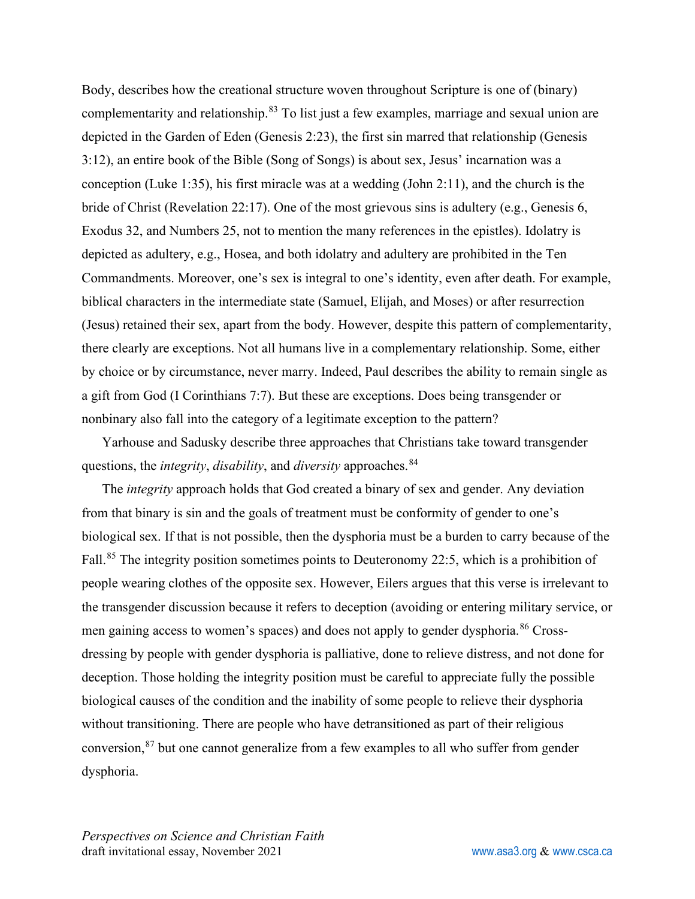Body, describes how the creational structure woven throughout Scripture is one of (binary) complementarity and relationship.[83] To list just a few examples, marriage and sexual union are depicted in the Garden of Eden (Genesis 2:23), the first sin marred that relationship (Genesis 3:12), an entire book of the Bible (Song of Songs) is about sex, Jesus' incarnation was a conception (Luke 1:35), his first miracle was at a wedding (John 2:11), and the church is the bride of Christ (Revelation 22:17). One of the most grievous sins is adultery (e.g., Genesis 6, Exodus 32, and Numbers 25, not to mention the many references in the epistles). Idolatry is depicted as adultery, e.g., Hosea, and both idolatry and adultery are prohibited in the Ten Commandments. Moreover, one's sex is integral to one's identity, even after death. For example, biblical characters in the intermediate state (Samuel, Elijah, and Moses) or after resurrection (Jesus) retained their sex, apart from the body. However, despite this pattern of complementarity, there clearly are exceptions. Not all humans live in a complementary relationship. Some, either by choice or by circumstance, never marry. Indeed, Paul describes the ability to remain single as a gift from God (I Corinthians 7:7). But these are exceptions. Does being transgender or nonbinary also fall into the category of a legitimate exception to the pattern?

Yarhouse and Sadusky describe three approaches that Christians take toward transgender questions, the *integrity*, *disability*, and *diversity* approaches.[84]

The *integrity* approach holds that God created a binary of sex and gender. Any deviation from that binary is sin and the goals of treatment must be conformity of gender to one's biological sex. If that is not possible, then the dysphoria must be a burden to carry because of the Fall.[85] The integrity position sometimes points to Deuteronomy 22:5, which is a prohibition of people wearing clothes of the opposite sex. However, Eilers argues that this verse is irrelevant to the transgender discussion because it refers to deception (avoiding or entering military service, or men gaining access to women's spaces) and does not apply to gender dysphoria.[86] Cross-dressing by people with gender dysphoria is palliative, done to relieve distress, and not done for deception. Those holding the integrity position must be careful to appreciate fully the possible biological causes of the condition and the inability of some people to relieve their dysphoria without transitioning. There are people who have detransitioned as part of their religious conversion,[87] but one cannot generalize from a few examples to all who suffer from gender dysphoria.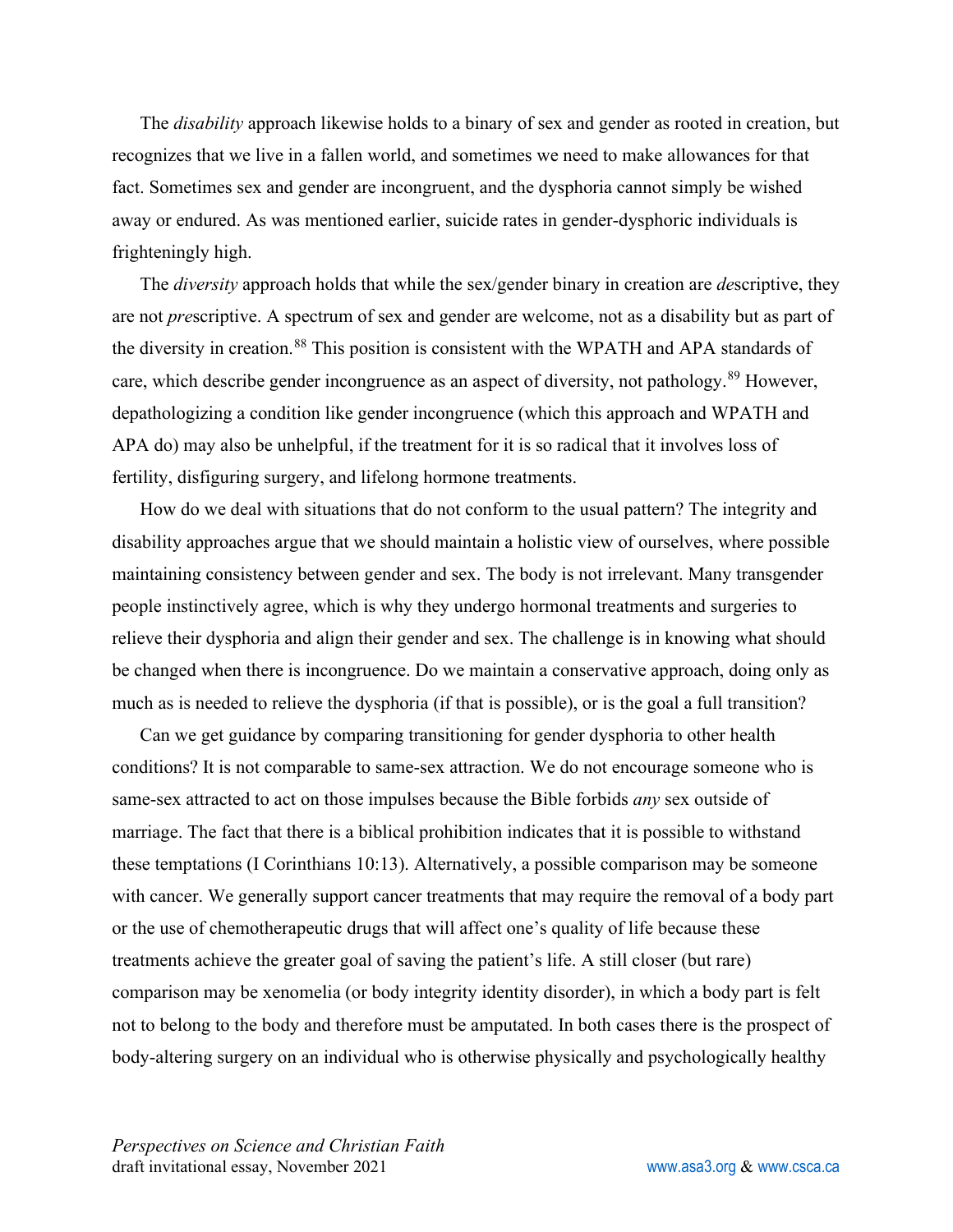The *disability* approach likewise holds to a binary of sex and gender as rooted in creation, but recognizes that we live in a fallen world, and sometimes we need to make allowances for that fact. Sometimes sex and gender are incongruent, and the dysphoria cannot simply be wished away or endured. As was mentioned earlier, suicide rates in gender-dysphoric individuals is frighteningly high.

The *diversity* approach holds that while the sex/gender binary in creation are *de*scriptive, they are not *pre*scriptive. A spectrum of sex and gender are welcome, not as a disability but as part of the diversity in creation.[88] This position is consistent with the WPATH and APA standards of care, which describe gender incongruence as an aspect of diversity, not pathology.[89] However, depathologizing a condition like gender incongruence (which this approach and WPATH and APA do) may also be unhelpful, if the treatment for it is so radical that it involves loss of fertility, disfiguring surgery, and lifelong hormone treatments.

How do we deal with situations that do not conform to the usual pattern? The integrity and disability approaches argue that we should maintain a holistic view of ourselves, where possible maintaining consistency between gender and sex. The body is not irrelevant. Many transgender people instinctively agree, which is why they undergo hormonal treatments and surgeries to relieve their dysphoria and align their gender and sex. The challenge is in knowing what should be changed when there is incongruence. Do we maintain a conservative approach, doing only as much as is needed to relieve the dysphoria (if that is possible), or is the goal a full transition?

Can we get guidance by comparing transitioning for gender dysphoria to other health conditions? It is not comparable to same-sex attraction. We do not encourage someone who is same-sex attracted to act on those impulses because the Bible forbids *any* sex outside of marriage. The fact that there is a biblical prohibition indicates that it is possible to withstand these temptations (I Corinthians 10:13). Alternatively, a possible comparison may be someone with cancer. We generally support cancer treatments that may require the removal of a body part or the use of chemotherapeutic drugs that will affect one's quality of life because these treatments achieve the greater goal of saving the patient's life. A still closer (but rare) comparison may be xenomelia (or body integrity identity disorder), in which a body part is felt not to belong to the body and therefore must be amputated. In both cases there is the prospect of body-altering surgery on an individual who is otherwise physically and psychologically healthy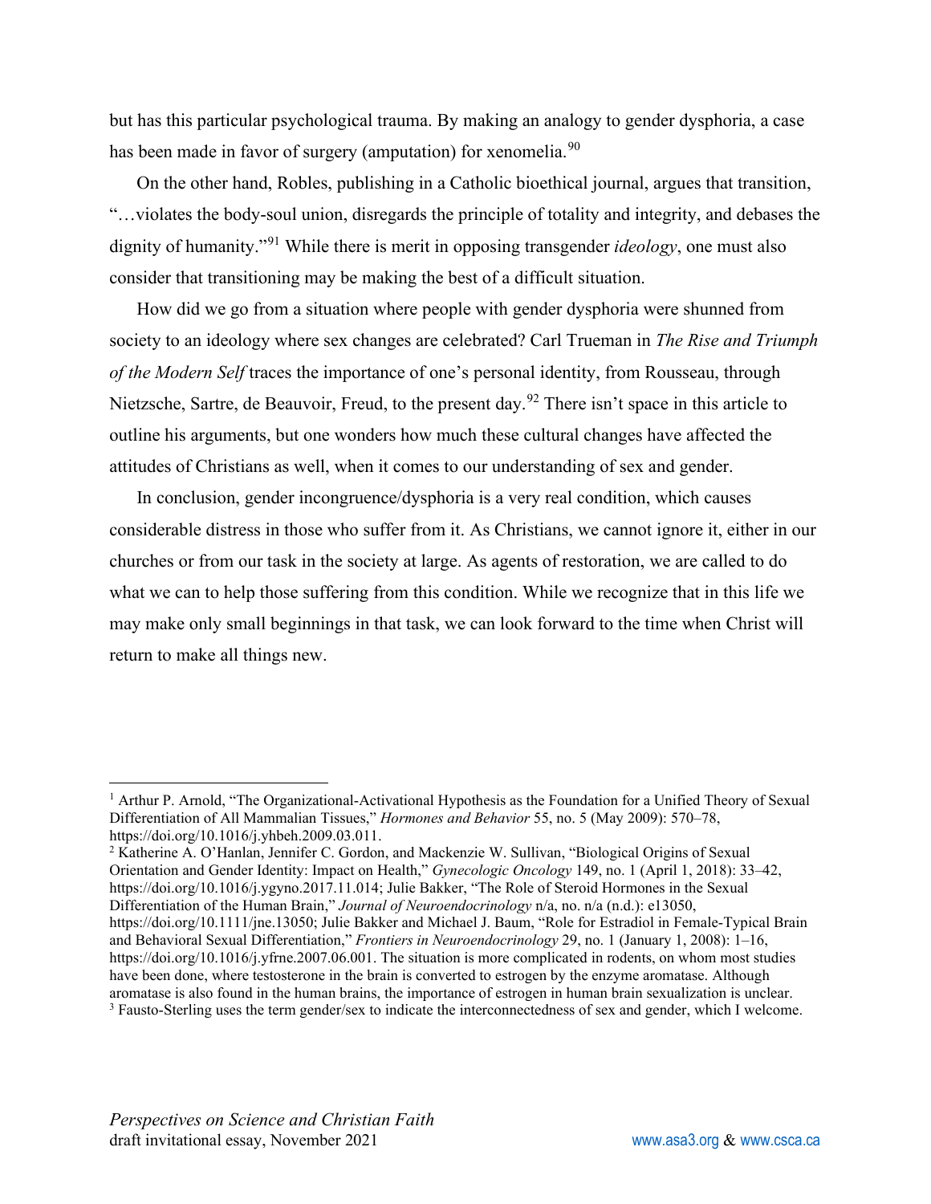but has this particular psychological trauma. By making an analogy to gender dysphoria, a case has been made in favor of surgery (amputation) for xenomelia.[90]

On the other hand, Robles, publishing in a Catholic bioethical journal, argues that transition, "…violates the body-soul union, disregards the principle of totality and integrity, and debases the dignity of humanity."[91] While there is merit in opposing transgender *ideology*, one must also consider that transitioning may be making the best of a difficult situation.

How did we go from a situation where people with gender dysphoria were shunned from society to an ideology where sex changes are celebrated? Carl Trueman in *The Rise and Triumph of the Modern Self* traces the importance of one's personal identity, from Rousseau, through Nietzsche, Sartre, de Beauvoir, Freud, to the present day.[92] There isn't space in this article to outline his arguments, but one wonders how much these cultural changes have affected the attitudes of Christians as well, when it comes to our understanding of sex and gender.

In conclusion, gender incongruence/dysphoria is a very real condition, which causes considerable distress in those who suffer from it. As Christians, we cannot ignore it, either in our churches or from our task in the society at large. As agents of restoration, we are called to do what we can to help those suffering from this condition. While we recognize that in this life we may make only small beginnings in that task, we can look forward to the time when Christ will return to make all things new.

---

[1] Arthur P. Arnold, "The Organizational-Activational Hypothesis as the Foundation for a Unified Theory of Sexual Differentiation of All Mammalian Tissues," *Hormones and Behavior* 55, no. 5 (May 2009): 570–78, https://doi.org/10.1016/j.yhbeh.2009.03.011.

[2] Katherine A. O'Hanlan, Jennifer C. Gordon, and Mackenzie W. Sullivan, "Biological Origins of Sexual Orientation and Gender Identity: Impact on Health," *Gynecologic Oncology* 149, no. 1 (April 1, 2018): 33–42, https://doi.org/10.1016/j.ygyno.2017.11.014; Julie Bakker, "The Role of Steroid Hormones in the Sexual Differentiation of the Human Brain," *Journal of Neuroendocrinology* n/a, no. n/a (n.d.): e13050, https://doi.org/10.1111/jne.13050; Julie Bakker and Michael J. Baum, "Role for Estradiol in Female-Typical Brain and Behavioral Sexual Differentiation," *Frontiers in Neuroendocrinology* 29, no. 1 (January 1, 2008): 1–16, https://doi.org/10.1016/j.yfrne.2007.06.001. The situation is more complicated in rodents, on whom most studies have been done, where testosterone in the brain is converted to estrogen by the enzyme aromatase. Although aromatase is also found in the human brains, the importance of estrogen in human brain sexualization is unclear.

[3] Fausto-Sterling uses the term gender/sex to indicate the interconnectedness of sex and gender, which I welcome.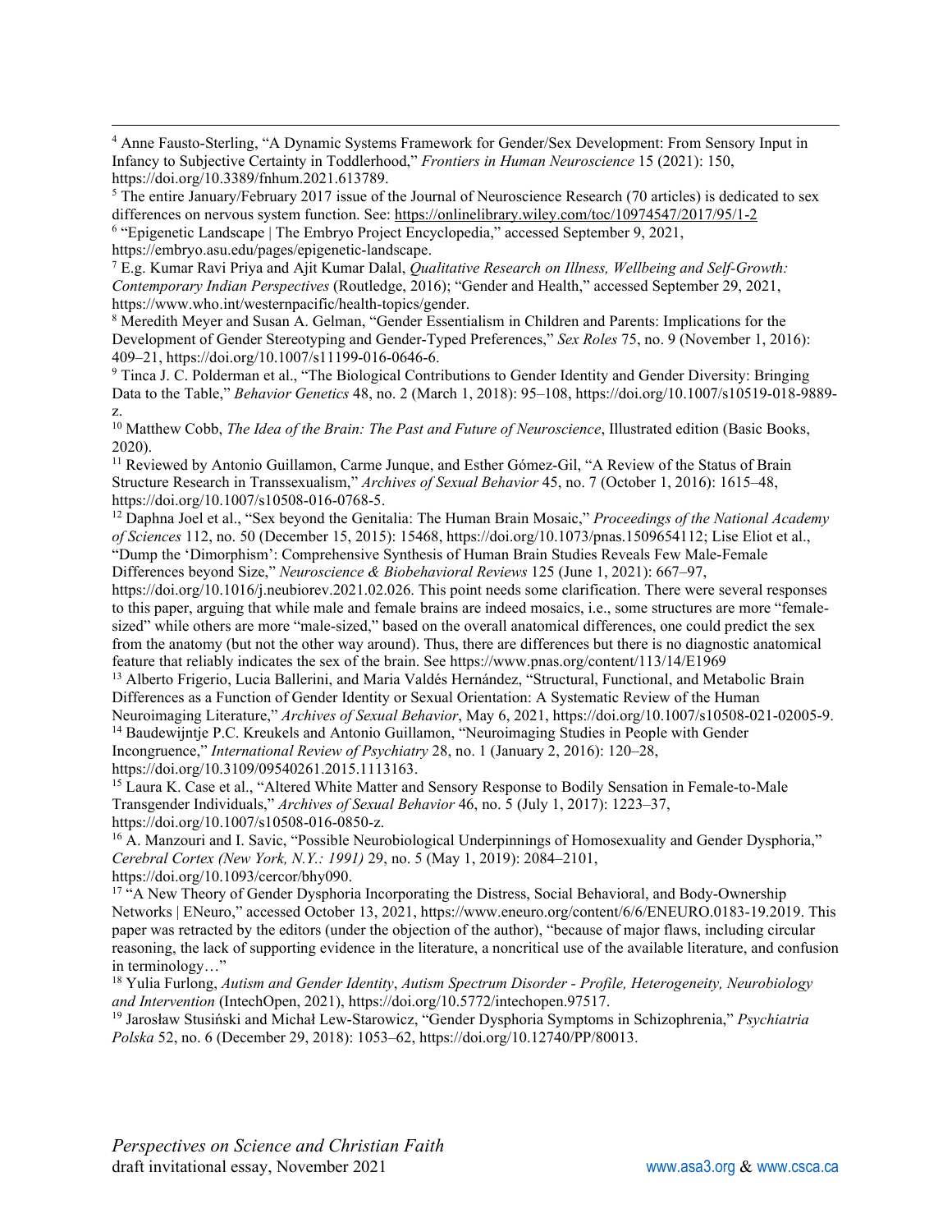[4] Anne Fausto-Sterling, "A Dynamic Systems Framework for Gender/Sex Development: From Sensory Input in Infancy to Subjective Certainty in Toddlerhood," *Frontiers in Human Neuroscience* 15 (2021): 150, https://doi.org/10.3389/fnhum.2021.613789.

[5] The entire January/February 2017 issue of the Journal of Neuroscience Research (70 articles) is dedicated to sex differences on nervous system function. See: https://onlinelibrary.wiley.com/toc/10974547/2017/95/1-2

[6] "Epigenetic Landscape | The Embryo Project Encyclopedia," accessed September 9, 2021, https://embryo.asu.edu/pages/epigenetic-landscape.

[7] E.g. Kumar Ravi Priya and Ajit Kumar Dalal, *Qualitative Research on Illness, Wellbeing and Self-Growth: Contemporary Indian Perspectives* (Routledge, 2016); "Gender and Health," accessed September 29, 2021, https://www.who.int/westernpacific/health-topics/gender.

[8] Meredith Meyer and Susan A. Gelman, "Gender Essentialism in Children and Parents: Implications for the Development of Gender Stereotyping and Gender-Typed Preferences," *Sex Roles* 75, no. 9 (November 1, 2016): 409–21, https://doi.org/10.1007/s11199-016-0646-6.

[9] Tinca J. C. Polderman et al., "The Biological Contributions to Gender Identity and Gender Diversity: Bringing Data to the Table," *Behavior Genetics* 48, no. 2 (March 1, 2018): 95–108, https://doi.org/10.1007/s10519-018-9889-z.

[10] Matthew Cobb, *The Idea of the Brain: The Past and Future of Neuroscience*, Illustrated edition (Basic Books, 2020).

[11] Reviewed by Antonio Guillamon, Carme Junque, and Esther Gómez-Gil, "A Review of the Status of Brain Structure Research in Transsexualism," *Archives of Sexual Behavior* 45, no. 7 (October 1, 2016): 1615–48, https://doi.org/10.1007/s10508-016-0768-5.

[12] Daphna Joel et al., "Sex beyond the Genitalia: The Human Brain Mosaic," *Proceedings of the National Academy of Sciences* 112, no. 50 (December 15, 2015): 15468, https://doi.org/10.1073/pnas.1509654112; Lise Eliot et al., "Dump the 'Dimorphism': Comprehensive Synthesis of Human Brain Studies Reveals Few Male-Female Differences beyond Size," *Neuroscience & Biobehavioral Reviews* 125 (June 1, 2021): 667–97, https://doi.org/10.1016/j.neubiorev.2021.02.026. This point needs some clarification. There were several responses to this paper, arguing that while male and female brains are indeed mosaics, i.e., some structures are more "female-sized" while others are more "male-sized," based on the overall anatomical differences, one could predict the sex from the anatomy (but not the other way around). Thus, there are differences but there is no diagnostic anatomical feature that reliably indicates the sex of the brain. See https://www.pnas.org/content/113/14/E1969

[13] Alberto Frigerio, Lucia Ballerini, and Maria Valdés Hernández, "Structural, Functional, and Metabolic Brain Differences as a Function of Gender Identity or Sexual Orientation: A Systematic Review of the Human Neuroimaging Literature," *Archives of Sexual Behavior*, May 6, 2021, https://doi.org/10.1007/s10508-021-02005-9.

[14] Baudewijntje P.C. Kreukels and Antonio Guillamon, "Neuroimaging Studies in People with Gender Incongruence," *International Review of Psychiatry* 28, no. 1 (January 2, 2016): 120–28, https://doi.org/10.3109/09540261.2015.1113163.

[15] Laura K. Case et al., "Altered White Matter and Sensory Response to Bodily Sensation in Female-to-Male Transgender Individuals," *Archives of Sexual Behavior* 46, no. 5 (July 1, 2017): 1223–37, https://doi.org/10.1007/s10508-016-0850-z.

[16] A. Manzouri and I. Savic, "Possible Neurobiological Underpinnings of Homosexuality and Gender Dysphoria," *Cerebral Cortex (New York, N.Y.: 1991)* 29, no. 5 (May 1, 2019): 2084–2101, https://doi.org/10.1093/cercor/bhy090.

[17] "A New Theory of Gender Dysphoria Incorporating the Distress, Social Behavioral, and Body-Ownership Networks | ENeuro," accessed October 13, 2021, https://www.eneuro.org/content/6/6/ENEURO.0183-19.2019. This paper was retracted by the editors (under the objection of the author), "because of major flaws, including circular reasoning, the lack of supporting evidence in the literature, a noncritical use of the available literature, and confusion in terminology…"

[18] Yulia Furlong, *Autism and Gender Identity*, *Autism Spectrum Disorder - Profile, Heterogeneity, Neurobiology and Intervention* (IntechOpen, 2021), https://doi.org/10.5772/intechopen.97517.

[19] Jarosław Stusiński and Michał Lew-Starowicz, "Gender Dysphoria Symptoms in Schizophrenia," *Psychiatria Polska* 52, no. 6 (December 29, 2018): 1053–62, https://doi.org/10.12740/PP/80013.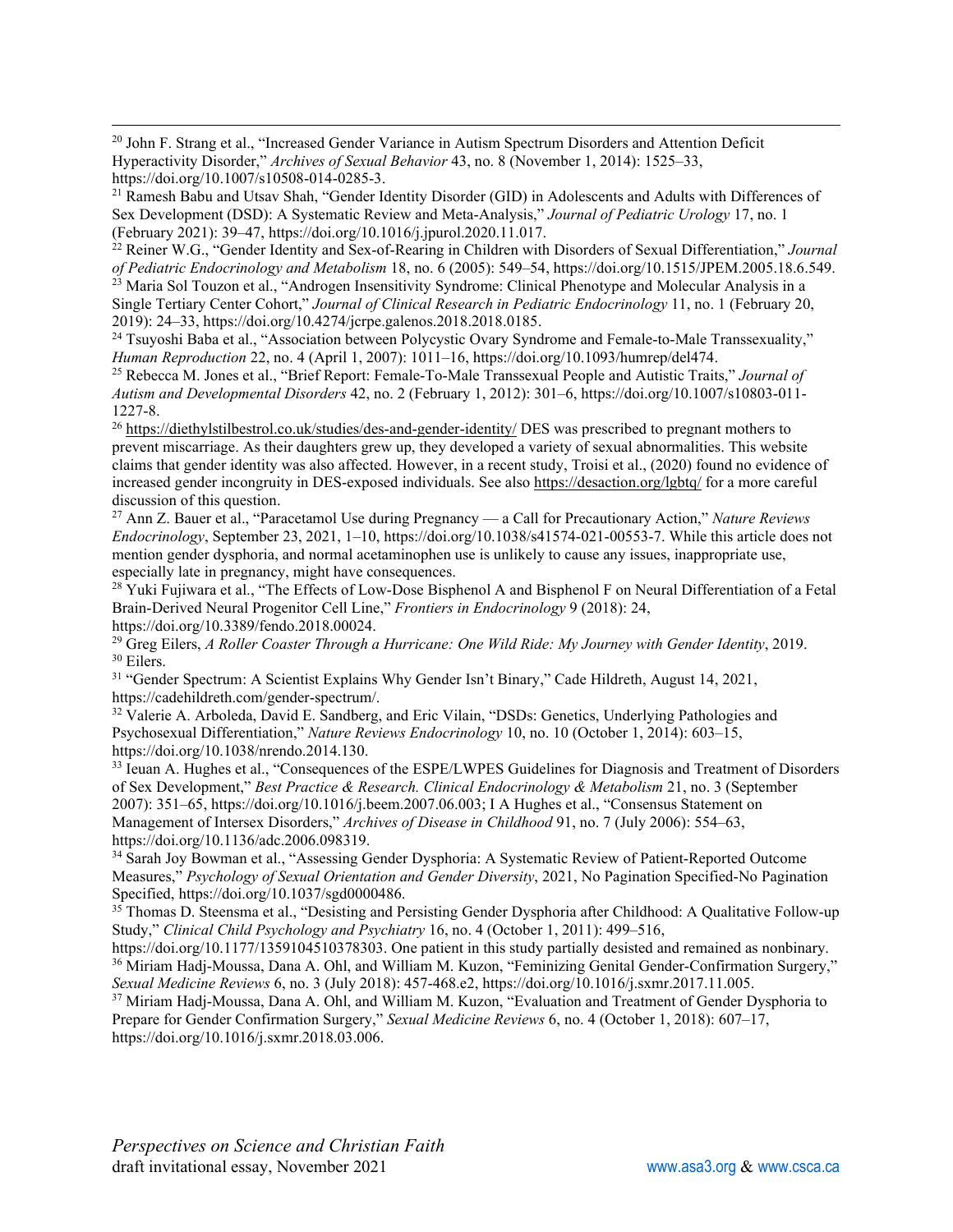[20] John F. Strang et al., "Increased Gender Variance in Autism Spectrum Disorders and Attention Deficit Hyperactivity Disorder," *Archives of Sexual Behavior* 43, no. 8 (November 1, 2014): 1525–33, https://doi.org/10.1007/s10508-014-0285-3.

[21] Ramesh Babu and Utsav Shah, "Gender Identity Disorder (GID) in Adolescents and Adults with Differences of Sex Development (DSD): A Systematic Review and Meta-Analysis," *Journal of Pediatric Urology* 17, no. 1 (February 2021): 39–47, https://doi.org/10.1016/j.jpurol.2020.11.017.

[22] Reiner W.G., "Gender Identity and Sex-of-Rearing in Children with Disorders of Sexual Differentiation," *Journal of Pediatric Endocrinology and Metabolism* 18, no. 6 (2005): 549–54, https://doi.org/10.1515/JPEM.2005.18.6.549.

[23] Maria Sol Touzon et al., "Androgen Insensitivity Syndrome: Clinical Phenotype and Molecular Analysis in a Single Tertiary Center Cohort," *Journal of Clinical Research in Pediatric Endocrinology* 11, no. 1 (February 20, 2019): 24–33, https://doi.org/10.4274/jcrpe.galenos.2018.2018.0185.

[24] Tsuyoshi Baba et al., "Association between Polycystic Ovary Syndrome and Female-to-Male Transsexuality," *Human Reproduction* 22, no. 4 (April 1, 2007): 1011–16, https://doi.org/10.1093/humrep/del474.

[25] Rebecca M. Jones et al., "Brief Report: Female-To-Male Transsexual People and Autistic Traits," *Journal of Autism and Developmental Disorders* 42, no. 2 (February 1, 2012): 301–6, https://doi.org/10.1007/s10803-011-1227-8.

[26] https://diethylstilbestrol.co.uk/studies/des-and-gender-identity/ DES was prescribed to pregnant mothers to prevent miscarriage. As their daughters grew up, they developed a variety of sexual abnormalities. This website claims that gender identity was also affected. However, in a recent study, Troisi et al., (2020) found no evidence of increased gender incongruity in DES-exposed individuals. See also https://desaction.org/lgbtq/ for a more careful discussion of this question.

[27] Ann Z. Bauer et al., "Paracetamol Use during Pregnancy — a Call for Precautionary Action," *Nature Reviews Endocrinology*, September 23, 2021, 1–10, https://doi.org/10.1038/s41574-021-00553-7. While this article does not mention gender dysphoria, and normal acetaminophen use is unlikely to cause any issues, inappropriate use, especially late in pregnancy, might have consequences.

[28] Yuki Fujiwara et al., "The Effects of Low-Dose Bisphenol A and Bisphenol F on Neural Differentiation of a Fetal Brain-Derived Neural Progenitor Cell Line," *Frontiers in Endocrinology* 9 (2018): 24, https://doi.org/10.3389/fendo.2018.00024.

[29] Greg Eilers, *A Roller Coaster Through a Hurricane: One Wild Ride: My Journey with Gender Identity*, 2019.

[30] Eilers.

[31] "Gender Spectrum: A Scientist Explains Why Gender Isn't Binary," Cade Hildreth, August 14, 2021, https://cadehildreth.com/gender-spectrum/.

[32] Valerie A. Arboleda, David E. Sandberg, and Eric Vilain, "DSDs: Genetics, Underlying Pathologies and Psychosexual Differentiation," *Nature Reviews Endocrinology* 10, no. 10 (October 1, 2014): 603–15, https://doi.org/10.1038/nrendo.2014.130.

[33] Ieuan A. Hughes et al., "Consequences of the ESPE/LWPES Guidelines for Diagnosis and Treatment of Disorders of Sex Development," *Best Practice & Research. Clinical Endocrinology & Metabolism* 21, no. 3 (September 2007): 351–65, https://doi.org/10.1016/j.beem.2007.06.003; I A Hughes et al., "Consensus Statement on Management of Intersex Disorders," *Archives of Disease in Childhood* 91, no. 7 (July 2006): 554–63, https://doi.org/10.1136/adc.2006.098319.

[34] Sarah Joy Bowman et al., "Assessing Gender Dysphoria: A Systematic Review of Patient-Reported Outcome Measures," *Psychology of Sexual Orientation and Gender Diversity*, 2021, No Pagination Specified-No Pagination Specified, https://doi.org/10.1037/sgd0000486.

[35] Thomas D. Steensma et al., "Desisting and Persisting Gender Dysphoria after Childhood: A Qualitative Follow-up Study," *Clinical Child Psychology and Psychiatry* 16, no. 4 (October 1, 2011): 499–516, https://doi.org/10.1177/1359104510378303. One patient in this study partially desisted and remained as nonbinary.

[36] Miriam Hadj-Moussa, Dana A. Ohl, and William M. Kuzon, "Feminizing Genital Gender-Confirmation Surgery," *Sexual Medicine Reviews* 6, no. 3 (July 2018): 457-468.e2, https://doi.org/10.1016/j.sxmr.2017.11.005.

[37] Miriam Hadj-Moussa, Dana A. Ohl, and William M. Kuzon, "Evaluation and Treatment of Gender Dysphoria to Prepare for Gender Confirmation Surgery," *Sexual Medicine Reviews* 6, no. 4 (October 1, 2018): 607–17, https://doi.org/10.1016/j.sxmr.2018.03.006.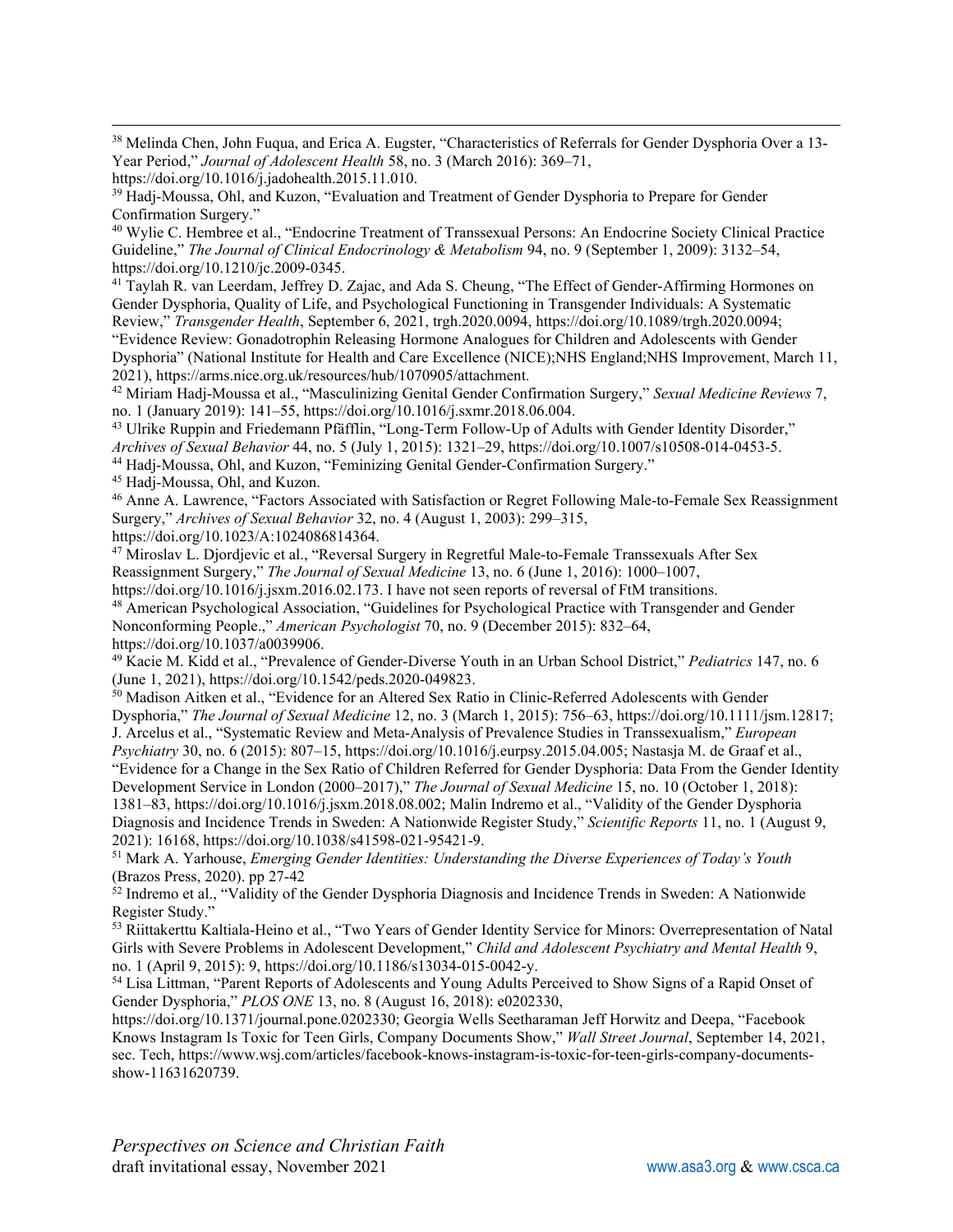[38] Melinda Chen, John Fuqua, and Erica A. Eugster, "Characteristics of Referrals for Gender Dysphoria Over a 13-Year Period," *Journal of Adolescent Health* 58, no. 3 (March 2016): 369–71, https://doi.org/10.1016/j.jadohealth.2015.11.010.

[39] Hadj-Moussa, Ohl, and Kuzon, "Evaluation and Treatment of Gender Dysphoria to Prepare for Gender Confirmation Surgery."

[40] Wylie C. Hembree et al., "Endocrine Treatment of Transsexual Persons: An Endocrine Society Clinical Practice Guideline," *The Journal of Clinical Endocrinology & Metabolism* 94, no. 9 (September 1, 2009): 3132–54, https://doi.org/10.1210/jc.2009-0345.

[41] Taylah R. van Leerdam, Jeffrey D. Zajac, and Ada S. Cheung, "The Effect of Gender-Affirming Hormones on Gender Dysphoria, Quality of Life, and Psychological Functioning in Transgender Individuals: A Systematic Review," *Transgender Health*, September 6, 2021, trgh.2020.0094, https://doi.org/10.1089/trgh.2020.0094; "Evidence Review: Gonadotrophin Releasing Hormone Analogues for Children and Adolescents with Gender Dysphoria" (National Institute for Health and Care Excellence (NICE);NHS England;NHS Improvement, March 11, 2021), https://arms.nice.org.uk/resources/hub/1070905/attachment.

[42] Miriam Hadj-Moussa et al., "Masculinizing Genital Gender Confirmation Surgery," *Sexual Medicine Reviews* 7, no. 1 (January 2019): 141–55, https://doi.org/10.1016/j.sxmr.2018.06.004.

[43] Ulrike Ruppin and Friedemann Pfäfflin, "Long-Term Follow-Up of Adults with Gender Identity Disorder," *Archives of Sexual Behavior* 44, no. 5 (July 1, 2015): 1321–29, https://doi.org/10.1007/s10508-014-0453-5.

[44] Hadj-Moussa, Ohl, and Kuzon, "Feminizing Genital Gender-Confirmation Surgery."

[45] Hadj-Moussa, Ohl, and Kuzon.

[46] Anne A. Lawrence, "Factors Associated with Satisfaction or Regret Following Male-to-Female Sex Reassignment Surgery," *Archives of Sexual Behavior* 32, no. 4 (August 1, 2003): 299–315, https://doi.org/10.1023/A:1024086814364.

[47] Miroslav L. Djordjevic et al., "Reversal Surgery in Regretful Male-to-Female Transsexuals After Sex Reassignment Surgery," *The Journal of Sexual Medicine* 13, no. 6 (June 1, 2016): 1000–1007, https://doi.org/10.1016/j.jsxm.2016.02.173. I have not seen reports of reversal of FtM transitions.

[48] American Psychological Association, "Guidelines for Psychological Practice with Transgender and Gender Nonconforming People.," *American Psychologist* 70, no. 9 (December 2015): 832–64, https://doi.org/10.1037/a0039906.

[49] Kacie M. Kidd et al., "Prevalence of Gender-Diverse Youth in an Urban School District," *Pediatrics* 147, no. 6 (June 1, 2021), https://doi.org/10.1542/peds.2020-049823.

[50] Madison Aitken et al., "Evidence for an Altered Sex Ratio in Clinic-Referred Adolescents with Gender Dysphoria," *The Journal of Sexual Medicine* 12, no. 3 (March 1, 2015): 756–63, https://doi.org/10.1111/jsm.12817; J. Arcelus et al., "Systematic Review and Meta-Analysis of Prevalence Studies in Transsexualism," *European Psychiatry* 30, no. 6 (2015): 807–15, https://doi.org/10.1016/j.eurpsy.2015.04.005; Nastasja M. de Graaf et al., "Evidence for a Change in the Sex Ratio of Children Referred for Gender Dysphoria: Data From the Gender Identity Development Service in London (2000–2017)," *The Journal of Sexual Medicine* 15, no. 10 (October 1, 2018): 1381–83, https://doi.org/10.1016/j.jsxm.2018.08.002; Malin Indremo et al., "Validity of the Gender Dysphoria Diagnosis and Incidence Trends in Sweden: A Nationwide Register Study," *Scientific Reports* 11, no. 1 (August 9, 2021): 16168, https://doi.org/10.1038/s41598-021-95421-9.

[51] Mark A. Yarhouse, *Emerging Gender Identities: Understanding the Diverse Experiences of Today's Youth* (Brazos Press, 2020). pp 27-42

[52] Indremo et al., "Validity of the Gender Dysphoria Diagnosis and Incidence Trends in Sweden: A Nationwide Register Study."

[53] Riittakerttu Kaltiala-Heino et al., "Two Years of Gender Identity Service for Minors: Overrepresentation of Natal Girls with Severe Problems in Adolescent Development," *Child and Adolescent Psychiatry and Mental Health* 9, no. 1 (April 9, 2015): 9, https://doi.org/10.1186/s13034-015-0042-y.

[54] Lisa Littman, "Parent Reports of Adolescents and Young Adults Perceived to Show Signs of a Rapid Onset of Gender Dysphoria," *PLOS ONE* 13, no. 8 (August 16, 2018): e0202330, https://doi.org/10.1371/journal.pone.0202330; Georgia Wells Seetharaman Jeff Horwitz and Deepa, "Facebook Knows Instagram Is Toxic for Teen Girls, Company Documents Show," *Wall Street Journal*, September 14, 2021, sec. Tech, https://www.wsj.com/articles/facebook-knows-instagram-is-toxic-for-teen-girls-company-documents-show-11631620739.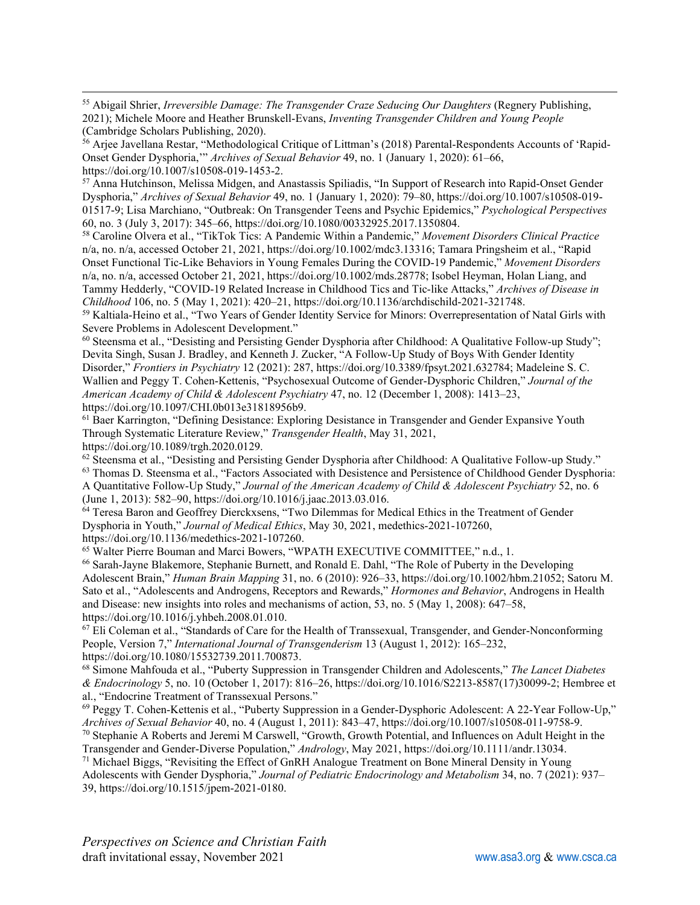[55] Abigail Shrier, *Irreversible Damage: The Transgender Craze Seducing Our Daughters* (Regnery Publishing, 2021); Michele Moore and Heather Brunskell-Evans, *Inventing Transgender Children and Young People* (Cambridge Scholars Publishing, 2020).

[56] Arjee Javellana Restar, "Methodological Critique of Littman's (2018) Parental-Respondents Accounts of 'Rapid-Onset Gender Dysphoria,'" *Archives of Sexual Behavior* 49, no. 1 (January 1, 2020): 61–66, https://doi.org/10.1007/s10508-019-1453-2.

[57] Anna Hutchinson, Melissa Midgen, and Anastassis Spiliadis, "In Support of Research into Rapid-Onset Gender Dysphoria," *Archives of Sexual Behavior* 49, no. 1 (January 1, 2020): 79–80, https://doi.org/10.1007/s10508-019-01517-9; Lisa Marchiano, "Outbreak: On Transgender Teens and Psychic Epidemics," *Psychological Perspectives* 60, no. 3 (July 3, 2017): 345–66, https://doi.org/10.1080/00332925.2017.1350804.

[58] Caroline Olvera et al., "TikTok Tics: A Pandemic Within a Pandemic," *Movement Disorders Clinical Practice* n/a, no. n/a, accessed October 21, 2021, https://doi.org/10.1002/mdc3.13316; Tamara Pringsheim et al., "Rapid Onset Functional Tic-Like Behaviors in Young Females During the COVID-19 Pandemic," *Movement Disorders* n/a, no. n/a, accessed October 21, 2021, https://doi.org/10.1002/mds.28778; Isobel Heyman, Holan Liang, and Tammy Hedderly, "COVID-19 Related Increase in Childhood Tics and Tic-like Attacks," *Archives of Disease in Childhood* 106, no. 5 (May 1, 2021): 420–21, https://doi.org/10.1136/archdischild-2021-321748.

[59] Kaltiala-Heino et al., "Two Years of Gender Identity Service for Minors: Overrepresentation of Natal Girls with Severe Problems in Adolescent Development."

[60] Steensma et al., "Desisting and Persisting Gender Dysphoria after Childhood: A Qualitative Follow-up Study"; Devita Singh, Susan J. Bradley, and Kenneth J. Zucker, "A Follow-Up Study of Boys With Gender Identity Disorder," *Frontiers in Psychiatry* 12 (2021): 287, https://doi.org/10.3389/fpsyt.2021.632784; Madeleine S. C. Wallien and Peggy T. Cohen-Kettenis, "Psychosexual Outcome of Gender-Dysphoric Children," *Journal of the American Academy of Child & Adolescent Psychiatry* 47, no. 12 (December 1, 2008): 1413–23, https://doi.org/10.1097/CHI.0b013e31818956b9.

[61] Baer Karrington, "Defining Desistance: Exploring Desistance in Transgender and Gender Expansive Youth Through Systematic Literature Review," *Transgender Health*, May 31, 2021, https://doi.org/10.1089/trgh.2020.0129.

[62] Steensma et al., "Desisting and Persisting Gender Dysphoria after Childhood: A Qualitative Follow-up Study."

[63] Thomas D. Steensma et al., "Factors Associated with Desistence and Persistence of Childhood Gender Dysphoria: A Quantitative Follow-Up Study," *Journal of the American Academy of Child & Adolescent Psychiatry* 52, no. 6 (June 1, 2013): 582–90, https://doi.org/10.1016/j.jaac.2013.03.016.

[64] Teresa Baron and Geoffrey Dierckxsens, "Two Dilemmas for Medical Ethics in the Treatment of Gender Dysphoria in Youth," *Journal of Medical Ethics*, May 30, 2021, medethics-2021-107260, https://doi.org/10.1136/medethics-2021-107260.

[65] Walter Pierre Bouman and Marci Bowers, "WPATH EXECUTIVE COMMITTEE," n.d., 1.

[66] Sarah-Jayne Blakemore, Stephanie Burnett, and Ronald E. Dahl, "The Role of Puberty in the Developing Adolescent Brain," *Human Brain Mapping* 31, no. 6 (2010): 926–33, https://doi.org/10.1002/hbm.21052; Satoru M. Sato et al., "Adolescents and Androgens, Receptors and Rewards," *Hormones and Behavior*, Androgens in Health and Disease: new insights into roles and mechanisms of action, 53, no. 5 (May 1, 2008): 647–58, https://doi.org/10.1016/j.yhbeh.2008.01.010.

[67] Eli Coleman et al., "Standards of Care for the Health of Transsexual, Transgender, and Gender-Nonconforming People, Version 7," *International Journal of Transgenderism* 13 (August 1, 2012): 165–232, https://doi.org/10.1080/15532739.2011.700873.

[68] Simone Mahfouda et al., "Puberty Suppression in Transgender Children and Adolescents," *The Lancet Diabetes & Endocrinology* 5, no. 10 (October 1, 2017): 816–26, https://doi.org/10.1016/S2213-8587(17)30099-2; Hembree et al., "Endocrine Treatment of Transsexual Persons."

[69] Peggy T. Cohen-Kettenis et al., "Puberty Suppression in a Gender-Dysphoric Adolescent: A 22-Year Follow-Up," *Archives of Sexual Behavior* 40, no. 4 (August 1, 2011): 843–47, https://doi.org/10.1007/s10508-011-9758-9.

[70] Stephanie A Roberts and Jeremi M Carswell, "Growth, Growth Potential, and Influences on Adult Height in the Transgender and Gender-Diverse Population," *Andrology*, May 2021, https://doi.org/10.1111/andr.13034.

[71] Michael Biggs, "Revisiting the Effect of GnRH Analogue Treatment on Bone Mineral Density in Young Adolescents with Gender Dysphoria," *Journal of Pediatric Endocrinology and Metabolism* 34, no. 7 (2021): 937–39, https://doi.org/10.1515/jpem-2021-0180.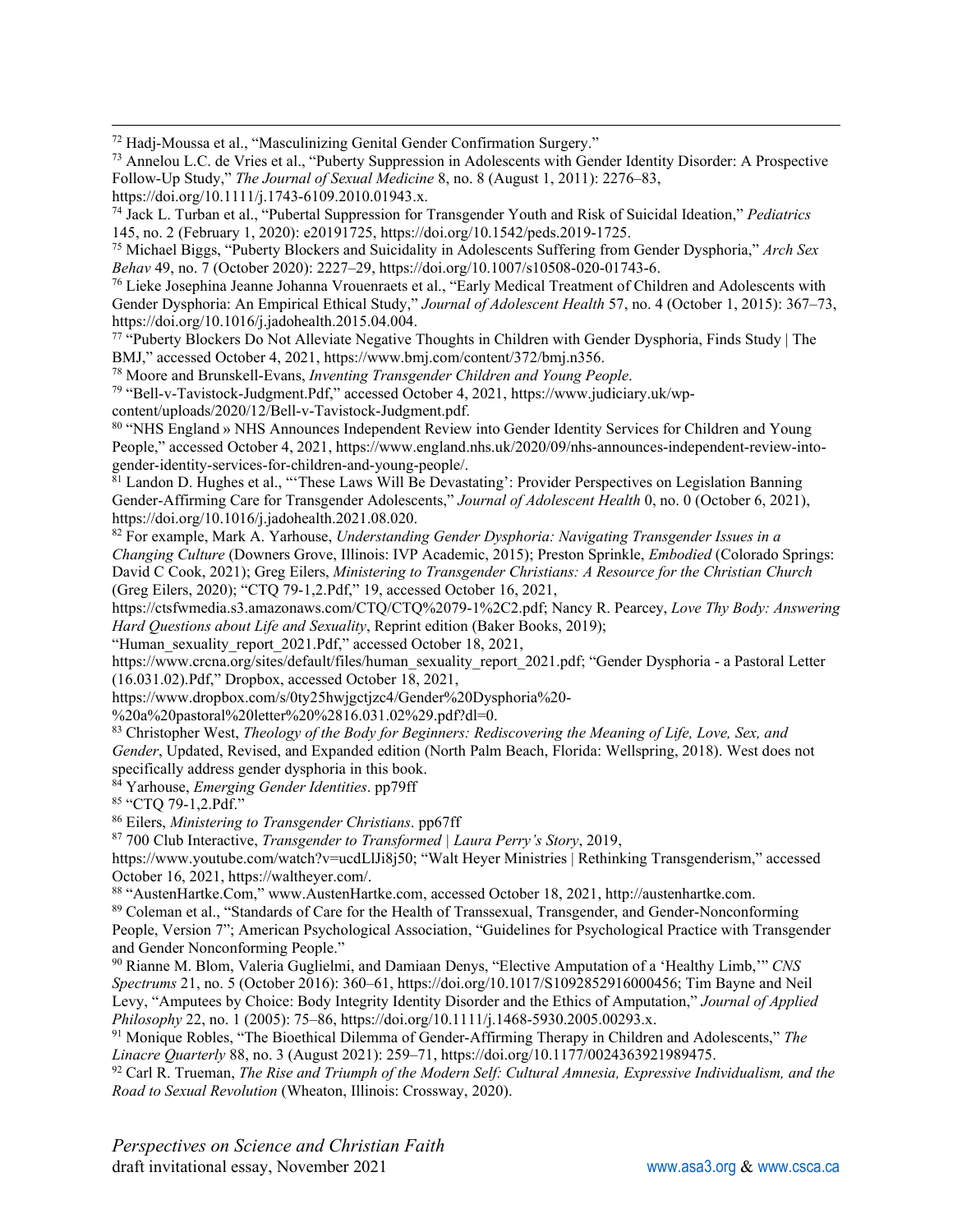[72] Hadj-Moussa et al., "Masculinizing Genital Gender Confirmation Surgery."

[73] Annelou L.C. de Vries et al., "Puberty Suppression in Adolescents with Gender Identity Disorder: A Prospective Follow-Up Study," *The Journal of Sexual Medicine* 8, no. 8 (August 1, 2011): 2276–83, https://doi.org/10.1111/j.1743-6109.2010.01943.x.

[74] Jack L. Turban et al., "Pubertal Suppression for Transgender Youth and Risk of Suicidal Ideation," *Pediatrics* 145, no. 2 (February 1, 2020): e20191725, https://doi.org/10.1542/peds.2019-1725.

[75] Michael Biggs, "Puberty Blockers and Suicidality in Adolescents Suffering from Gender Dysphoria," *Arch Sex Behav* 49, no. 7 (October 2020): 2227–29, https://doi.org/10.1007/s10508-020-01743-6.

[76] Lieke Josephina Jeanne Johanna Vrouenraets et al., "Early Medical Treatment of Children and Adolescents with Gender Dysphoria: An Empirical Ethical Study," *Journal of Adolescent Health* 57, no. 4 (October 1, 2015): 367–73, https://doi.org/10.1016/j.jadohealth.2015.04.004.

[77] "Puberty Blockers Do Not Alleviate Negative Thoughts in Children with Gender Dysphoria, Finds Study | The BMJ," accessed October 4, 2021, https://www.bmj.com/content/372/bmj.n356.

[78] Moore and Brunskell-Evans, *Inventing Transgender Children and Young People*.

[79] "Bell-v-Tavistock-Judgment.Pdf," accessed October 4, 2021, https://www.judiciary.uk/wp-content/uploads/2020/12/Bell-v-Tavistock-Judgment.pdf.

[80] "NHS England » NHS Announces Independent Review into Gender Identity Services for Children and Young People," accessed October 4, 2021, https://www.england.nhs.uk/2020/09/nhs-announces-independent-review-into-gender-identity-services-for-children-and-young-people/.

[81] Landon D. Hughes et al., "'These Laws Will Be Devastating': Provider Perspectives on Legislation Banning Gender-Affirming Care for Transgender Adolescents," *Journal of Adolescent Health* 0, no. 0 (October 6, 2021), https://doi.org/10.1016/j.jadohealth.2021.08.020.

[82] For example, Mark A. Yarhouse, *Understanding Gender Dysphoria: Navigating Transgender Issues in a Changing Culture* (Downers Grove, Illinois: IVP Academic, 2015); Preston Sprinkle, *Embodied* (Colorado Springs: David C Cook, 2021); Greg Eilers, *Ministering to Transgender Christians: A Resource for the Christian Church* (Greg Eilers, 2020); "CTQ 79-1,2.Pdf," 19, accessed October 16, 2021, https://ctsfwmedia.s3.amazonaws.com/CTQ/CTQ%2079-1%2C2.pdf; Nancy R. Pearcey, *Love Thy Body: Answering Hard Questions about Life and Sexuality*, Reprint edition (Baker Books, 2019); "Human_sexuality_report_2021.Pdf," accessed October 18, 2021, https://www.crcna.org/sites/default/files/human_sexuality_report_2021.pdf; "Gender Dysphoria - a Pastoral Letter (16.031.02).Pdf," Dropbox, accessed October 18, 2021, https://www.dropbox.com/s/0ty25hwjgctjzc4/Gender%20Dysphoria%20-%20a%20pastoral%20letter%20%2816.031.02%29.pdf?dl=0.

[83] Christopher West, *Theology of the Body for Beginners: Rediscovering the Meaning of Life, Love, Sex, and Gender*, Updated, Revised, and Expanded edition (North Palm Beach, Florida: Wellspring, 2018). West does not specifically address gender dysphoria in this book.

[84] Yarhouse, *Emerging Gender Identities*. pp79ff

[85] "CTQ 79-1,2.Pdf."

[86] Eilers, *Ministering to Transgender Christians*. pp67ff

[87] 700 Club Interactive, *Transgender to Transformed | Laura Perry's Story*, 2019, https://www.youtube.com/watch?v=ucdLlJi8j50; "Walt Heyer Ministries | Rethinking Transgenderism," accessed October 16, 2021, https://waltheyer.com/.

[88] "AustenHartke.Com," www.AustenHartke.com, accessed October 18, 2021, http://austenhartke.com.

[89] Coleman et al., "Standards of Care for the Health of Transsexual, Transgender, and Gender-Nonconforming People, Version 7"; American Psychological Association, "Guidelines for Psychological Practice with Transgender and Gender Nonconforming People."

[90] Rianne M. Blom, Valeria Guglielmi, and Damiaan Denys, "Elective Amputation of a 'Healthy Limb,'" *CNS Spectrums* 21, no. 5 (October 2016): 360–61, https://doi.org/10.1017/S1092852916000456; Tim Bayne and Neil Levy, "Amputees by Choice: Body Integrity Identity Disorder and the Ethics of Amputation," *Journal of Applied Philosophy* 22, no. 1 (2005): 75–86, https://doi.org/10.1111/j.1468-5930.2005.00293.x.

[91] Monique Robles, "The Bioethical Dilemma of Gender-Affirming Therapy in Children and Adolescents," *The Linacre Quarterly* 88, no. 3 (August 2021): 259–71, https://doi.org/10.1177/0024363921989475.

[92] Carl R. Trueman, *The Rise and Triumph of the Modern Self: Cultural Amnesia, Expressive Individualism, and the Road to Sexual Revolution* (Wheaton, Illinois: Crossway, 2020).